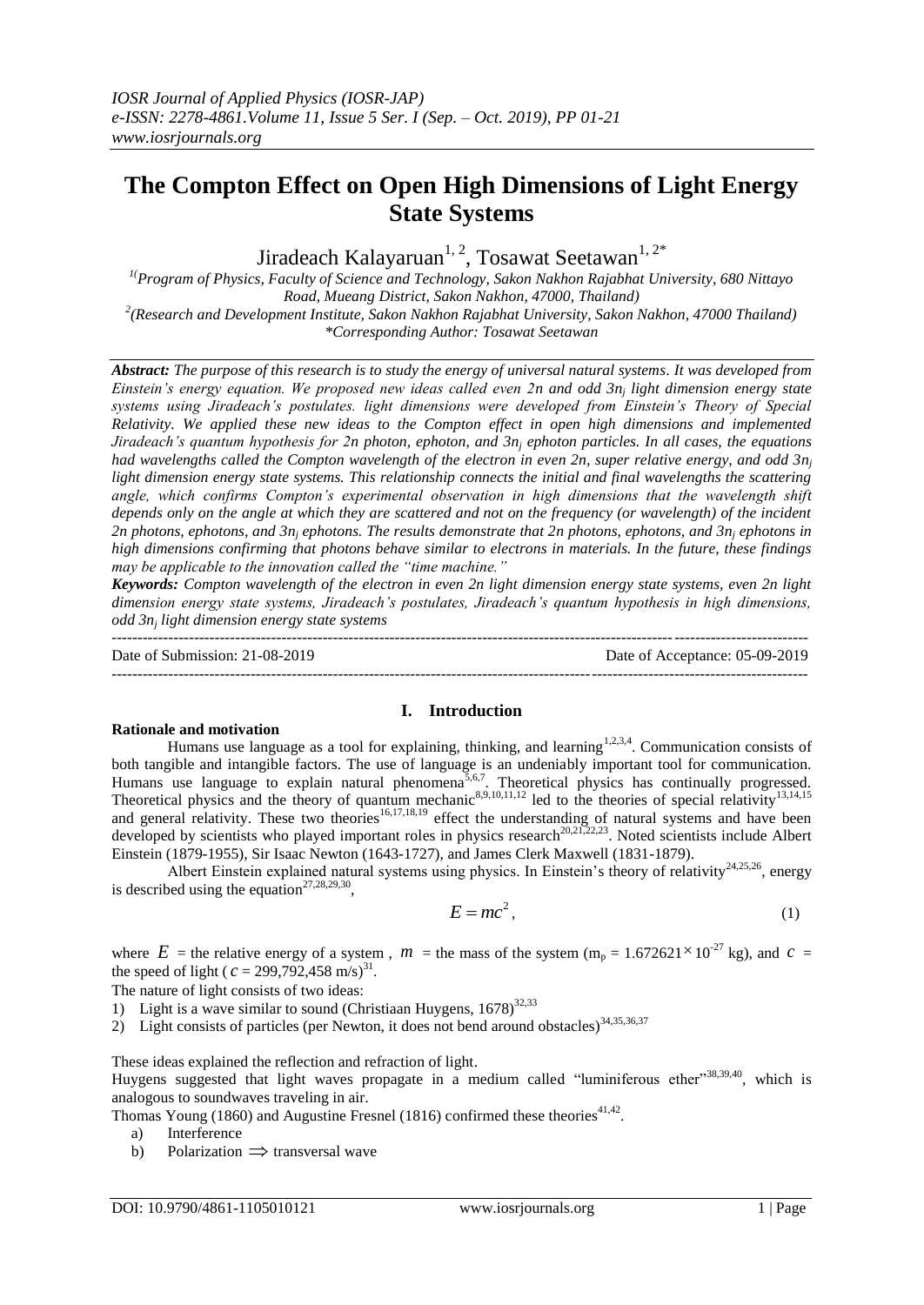# The Compton Effect on Open High Dimensions of Light Energy State Systems

Jiradeach Kalayaruan[1, 2], Tosawat Seetawan[1, 2*]

[1](Program of Physics, Faculty of Science and Technology, Sakon Nakhon Rajabhat University, 680 Nittayo Road, Mueang District, Sakon Nakhon, 47000, Thailand)

[2](Research and Development Institute, Sakon Nakhon Rajabhat University, Sakon Nakhon, 47000 Thailand)

*Corresponding Author: Tosawat Seetawan

***Abstract:** The purpose of this research is to study the energy of universal natural systems. It was developed from Einstein's energy equation. We proposed new ideas called even 2n and odd $3n_j$ light dimension energy state systems using Jiradeach's postulates. light dimensions were developed from Einstein's Theory of Special Relativity. We applied these new ideas to the Compton effect in open high dimensions and implemented Jiradeach's quantum hypothesis for 2n photon, ephoton, and $3n_j$ ephoton particles. In all cases, the equations had wavelengths called the Compton wavelength of the electron in even 2n, super relative energy, and odd $3n_j$ light dimension energy state systems. This relationship connects the initial and final wavelengths the scattering angle, which confirms Compton's experimental observation in high dimensions that the wavelength shift depends only on the angle at which they are scattered and not on the frequency (or wavelength) of the incident 2n photons, ephotons, and $3n_j$ ephotons. The results demonstrate that 2n photons, ephotons, and $3n_j$ ephotons in high dimensions confirming that photons behave similar to electrons in materials. In the future, these findings may be applicable to the innovation called the "time machine."*

***Keywords:** Compton wavelength of the electron in even 2n light dimension energy state systems, even 2n light dimension energy state systems, Jiradeach's postulates, Jiradeach's quantum hypothesis in high dimensions, odd $3n_j$ light dimension energy state systems*

---

Date of Submission: 21-08-2019 | Date of Acceptance: 05-09-2019

---

## I. Introduction

**Rationale and motivation**

Humans use language as a tool for explaining, thinking, and learning[1,2,3,4]. Communication consists of both tangible and intangible factors. The use of language is an undeniably important tool for communication. Humans use language to explain natural phenomena[5,6,7]. Theoretical physics has continually progressed. Theoretical physics and the theory of quantum mechanic[8,9,10,11,12] led to the theories of special relativity[13,14,15] and general relativity. These two theories[16,17,18,19] effect the understanding of natural systems and have been developed by scientists who played important roles in physics research[20,21,22,23]. Noted scientists include Albert Einstein (1879-1955), Sir Isaac Newton (1643-1727), and James Clerk Maxwell (1831-1879).

Albert Einstein explained natural systems using physics. In Einstein's theory of relativity[24,25,26], energy is described using the equation[27,28,29,30],

$$E = mc^2, \tag{1}$$

where $E$ = the relative energy of a system , $m$ = the mass of the system ($m_p = 1.672621 \times 10^{-27}$ kg), and $c$ = the speed of light ($c$ = 299,792,458 m/s)[31].

The nature of light consists of two ideas:

1) Light is a wave similar to sound (Christiaan Huygens, 1678)[32,33]
2) Light consists of particles (per Newton, it does not bend around obstacles)[34,35,36,37]

These ideas explained the reflection and refraction of light.

Huygens suggested that light waves propagate in a medium called "luminiferous ether"[38,39,40], which is analogous to soundwaves traveling in air.

Thomas Young (1860) and Augustine Fresnel (1816) confirmed these theories[41,42].

a) Interference
b) Polarization $\Longrightarrow$ transversal wave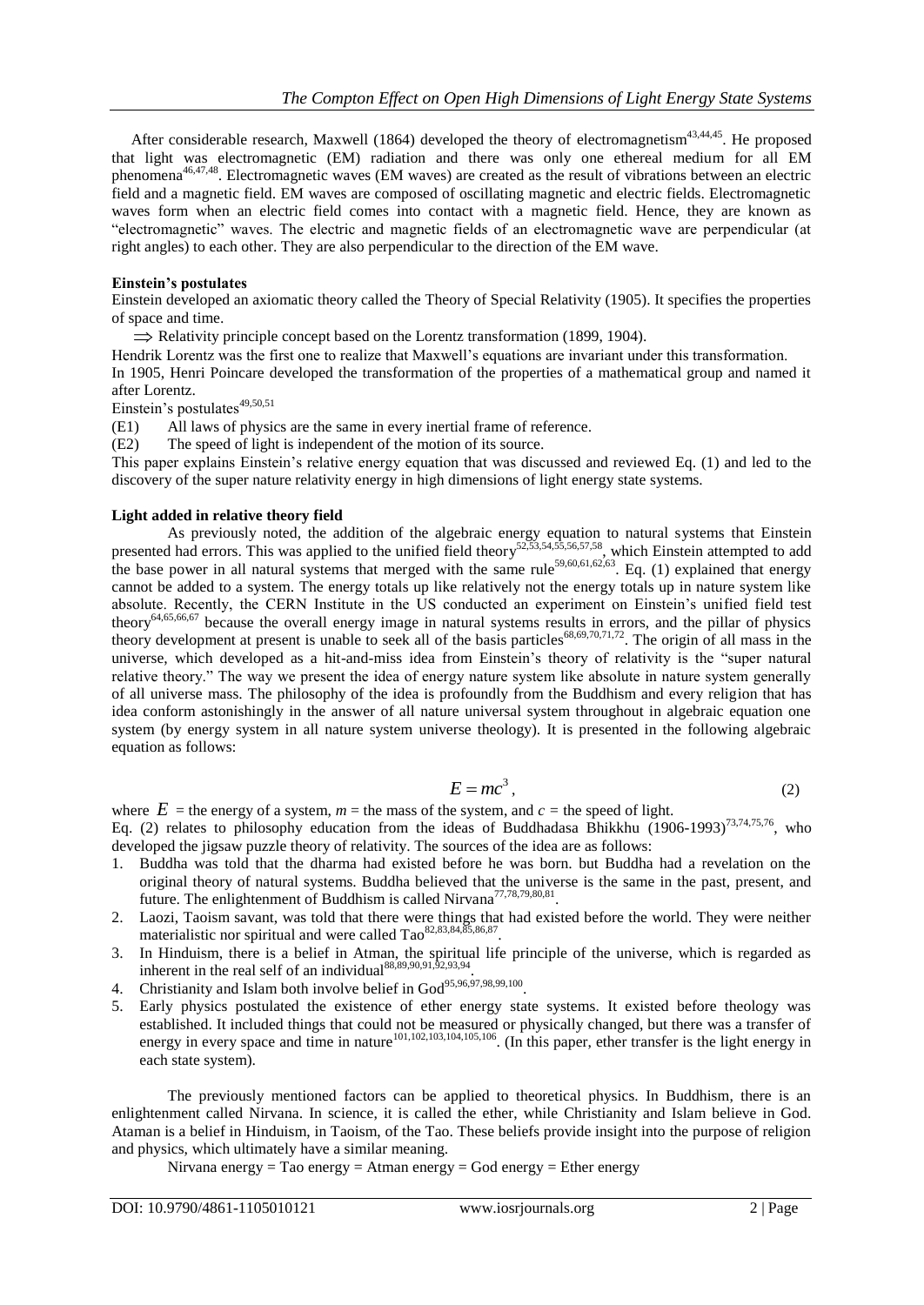After considerable research, Maxwell (1864) developed the theory of electromagnetism[43,44,45]. He proposed that light was electromagnetic (EM) radiation and there was only one ethereal medium for all EM phenomena[46,47,48]. Electromagnetic waves (EM waves) are created as the result of vibrations between an electric field and a magnetic field. EM waves are composed of oscillating magnetic and electric fields. Electromagnetic waves form when an electric field comes into contact with a magnetic field. Hence, they are known as "electromagnetic" waves. The electric and magnetic fields of an electromagnetic wave are perpendicular (at right angles) to each other. They are also perpendicular to the direction of the EM wave.

**Einstein's postulates**

Einstein developed an axiomatic theory called the Theory of Special Relativity (1905). It specifies the properties of space and time.

$\Longrightarrow$ Relativity principle concept based on the Lorentz transformation (1899, 1904).

Hendrik Lorentz was the first one to realize that Maxwell's equations are invariant under this transformation.

In 1905, Henri Poincare developed the transformation of the properties of a mathematical group and named it after Lorentz.

Einstein's postulates[49,50,51]

(E1) All laws of physics are the same in every inertial frame of reference.

(E2) The speed of light is independent of the motion of its source.

This paper explains Einstein's relative energy equation that was discussed and reviewed Eq. (1) and led to the discovery of the super nature relativity energy in high dimensions of light energy state systems.

**Light added in relative theory field**

As previously noted, the addition of the algebraic energy equation to natural systems that Einstein presented had errors. This was applied to the unified field theory[52,53,54,55,56,57,58], which Einstein attempted to add the base power in all natural systems that merged with the same rule[59,60,61,62,63]. Eq. (1) explained that energy cannot be added to a system. The energy totals up like relatively not the energy totals up in nature system like absolute. Recently, the CERN Institute in the US conducted an experiment on Einstein's unified field test theory[64,65,66,67] because the overall energy image in natural systems results in errors, and the pillar of physics theory development at present is unable to seek all of the basis particles[68,69,70,71,72]. The origin of all mass in the universe, which developed as a hit-and-miss idea from Einstein's theory of relativity is the "super natural relative theory." The way we present the idea of energy nature system like absolute in nature system generally of all universe mass. The philosophy of the idea is profoundly from the Buddhism and every religion that has idea conform astonishingly in the answer of all nature universal system throughout in algebraic equation one system (by energy system in all nature system universe theology). It is presented in the following algebraic equation as follows:

$$E = mc^3, \tag{2}$$

where $E$ = the energy of a system, $m$ = the mass of the system, and $c$ = the speed of light.

Eq. (2) relates to philosophy education from the ideas of Buddhadasa Bhikkhu (1906-1993)[73,74,75,76], who developed the jigsaw puzzle theory of relativity. The sources of the idea are as follows:

1. Buddha was told that the dharma had existed before he was born. but Buddha had a revelation on the original theory of natural systems. Buddha believed that the universe is the same in the past, present, and future. The enlightenment of Buddhism is called Nirvana[77,78,79,80,81].
2. Laozi, Taoism savant, was told that there were things that had existed before the world. They were neither materialistic nor spiritual and were called Tao[82,83,84,85,86,87].
3. In Hinduism, there is a belief in Atman, the spiritual life principle of the universe, which is regarded as inherent in the real self of an individual[88,89,90,91,92,93,94].
4. Christianity and Islam both involve belief in God[95,96,97,98,99,100].
5. Early physics postulated the existence of ether energy state systems. It existed before theology was established. It included things that could not be measured or physically changed, but there was a transfer of energy in every space and time in nature[101,102,103,104,105,106]. (In this paper, ether transfer is the light energy in each state system).

The previously mentioned factors can be applied to theoretical physics. In Buddhism, there is an enlightenment called Nirvana. In science, it is called the ether, while Christianity and Islam believe in God. Ataman is a belief in Hinduism, in Taoism, of the Tao. These beliefs provide insight into the purpose of religion and physics, which ultimately have a similar meaning.

Nirvana energy = Tao energy = Atman energy = God energy = Ether energy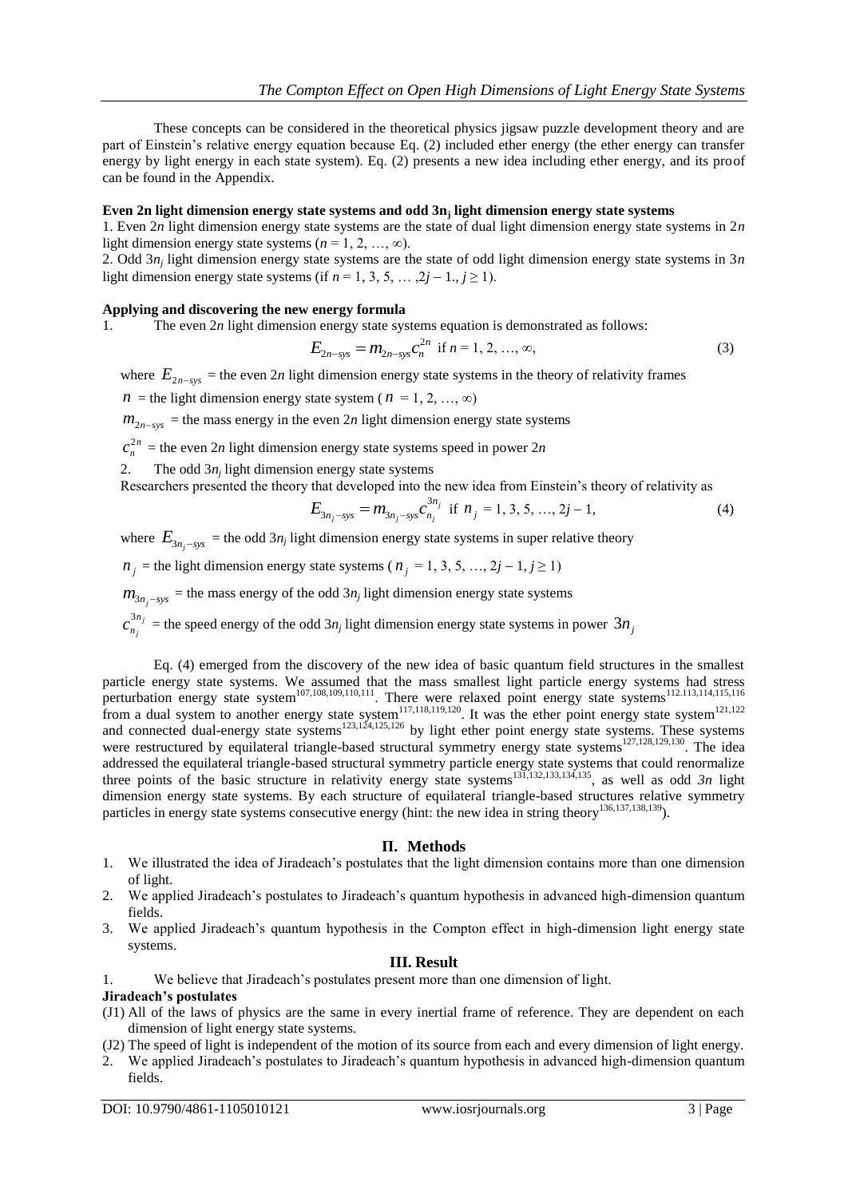These concepts can be considered in the theoretical physics jigsaw puzzle development theory and are part of Einstein's relative energy equation because Eq. (2) included ether energy (the ether energy can transfer energy by light energy in each state system). Eq. (2) presents a new idea including ether energy, and its proof can be found in the Appendix.

**Even 2n light dimension energy state systems and odd $3n_j$ light dimension energy state systems**

1. Even $2n$ light dimension energy state systems are the state of dual light dimension energy state systems in $2n$ light dimension energy state systems ($n = 1, 2, \ldots, \infty$).
2. Odd $3n_j$ light dimension energy state systems are the state of odd light dimension energy state systems in $3n$ light dimension energy state systems (if $n = 1, 3, 5, \ldots, 2j - 1., j \geq 1$).

**Applying and discovering the new energy formula**

1. The even $2n$ light dimension energy state systems equation is demonstrated as follows:

$$E_{2n-sys} = m_{2n-sys} c_n^{2n} \text{ if } n = 1, 2, \ldots, \infty, \tag{3}$$

where $E_{2n-sys}$ = the even $2n$ light dimension energy state systems in the theory of relativity frames

$n$ = the light dimension energy state system ($n = 1, 2, \ldots, \infty$)

$m_{2n-sys}$ = the mass energy in the even $2n$ light dimension energy state systems

$c_n^{2n}$ = the even $2n$ light dimension energy state systems speed in power $2n$

2. The odd $3n_j$ light dimension energy state systems

Researchers presented the theory that developed into the new idea from Einstein's theory of relativity as

$$E_{3n_j-sys} = m_{3n_j-sys} c_{n_j}^{3n_j} \text{ if } n_j = 1, 3, 5, \ldots, 2j - 1, \tag{4}$$

where $E_{3n_j-sys}$ = the odd $3n_j$ light dimension energy state systems in super relative theory

$n_j$ = the light dimension energy state systems ($n_j = 1, 3, 5, \ldots, 2j - 1, j \geq 1$)

$m_{3n_j-sys}$ = the mass energy of the odd $3n_j$ light dimension energy state systems

$c_{n_j}^{3n_j}$ = the speed energy of the odd $3n_j$ light dimension energy state systems in power $3n_j$

Eq. (4) emerged from the discovery of the new idea of basic quantum field structures in the smallest particle energy state systems. We assumed that the mass smallest light particle energy systems had stress perturbation energy state system[107,108,109,110,111]. There were relaxed point energy state systems[112.113,114,115,116] from a dual system to another energy state system[117,118,119,120]. It was the ether point energy state system[121,122] and connected dual-energy state systems[123,124,125,126] by light ether point energy state systems. These systems were restructured by equilateral triangle-based structural symmetry energy state systems[127,128,129,130]. The idea addressed the equilateral triangle-based structural symmetry particle energy state systems that could renormalize three points of the basic structure in relativity energy state systems[131,132,133,134,135], as well as odd *3n* light dimension energy state systems. By each structure of equilateral triangle-based structures relative symmetry particles in energy state systems consecutive energy (hint: the new idea in string theory[136,137,138,139]).

## II. Methods

1. We illustrated the idea of Jiradeach's postulates that the light dimension contains more than one dimension of light.
2. We applied Jiradeach's postulates to Jiradeach's quantum hypothesis in advanced high-dimension quantum fields.
3. We applied Jiradeach's quantum hypothesis in the Compton effect in high-dimension light energy state systems.

## III. Result

1. We believe that Jiradeach's postulates present more than one dimension of light.

**Jiradeach's postulates**

(J1) All of the laws of physics are the same in every inertial frame of reference. They are dependent on each dimension of light energy state systems.

(J2) The speed of light is independent of the motion of its source from each and every dimension of light energy.

2. We applied Jiradeach's postulates to Jiradeach's quantum hypothesis in advanced high-dimension quantum fields.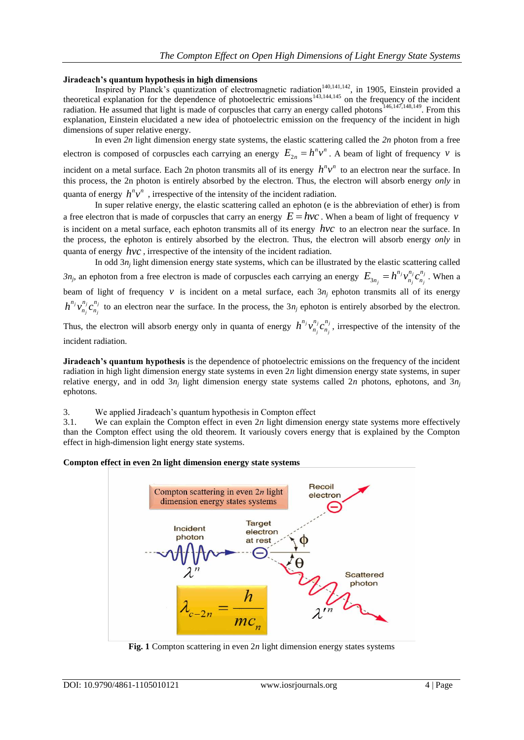**Jiradeach's quantum hypothesis in high dimensions**

Inspired by Planck's quantization of electromagnetic radiation[140,141,142], in 1905, Einstein provided a theoretical explanation for the dependence of photoelectric emissions[143,144,145] on the frequency of the incident radiation. He assumed that light is made of corpuscles that carry an energy called photons[146,147,148,149]. From this explanation, Einstein elucidated a new idea of photoelectric emission on the frequency of the incident in high dimensions of super relative energy.

In even *2n* light dimension energy state systems, the elastic scattering called the *2n* photon from a free electron is composed of corpuscles each carrying an energy $E_{2n} = h^n v^n$. A beam of light of frequency $v$ is incident on a metal surface. Each 2n photon transmits all of its energy $h^n v^n$ to an electron near the surface. In this process, the 2n photon is entirely absorbed by the electron. Thus, the electron will absorb energy *only* in quanta of energy $h^n v^n$, irrespective of the intensity of the incident radiation.

In super relative energy, the elastic scattering called an ephoton (e is the abbreviation of ether) is from a free electron that is made of corpuscles that carry an energy $E = hvc$. When a beam of light of frequency $v$ is incident on a metal surface, each ephoton transmits all of its energy $hvc$ to an electron near the surface. In the process, the ephoton is entirely absorbed by the electron. Thus, the electron will absorb energy *only* in quanta of energy $hvc$, irrespective of the intensity of the incident radiation.

In odd $3n_j$ light dimension energy state systems, which can be illustrated by the elastic scattering called $3n_j$, an ephoton from a free electron is made of corpuscles each carrying an energy $E_{3n_j} = h^{n_j} v_{n_j}^{n_j} c_{n_j}^{n_j}$. When a beam of light of frequency $v$ is incident on a metal surface, each $3n_j$ ephoton transmits all of its energy $h^{n_j} v_{n_j}^{n_j} c_{n_j}^{n_j}$ to an electron near the surface. In the process, the $3n_j$ ephoton is entirely absorbed by the electron. Thus, the electron will absorb energy only in quanta of energy $h^{n_j} v_{n_j}^{n_j} c_{n_j}^{n_j}$, irrespective of the intensity of the incident radiation.

**Jiradeach's quantum hypothesis** is the dependence of photoelectric emissions on the frequency of the incident radiation in high light dimension energy state systems in even $2n$ light dimension energy state systems, in super relative energy, and in odd $3n_j$ light dimension energy state systems called $2n$ photons, ephotons, and $3n_j$ ephotons.

3. We applied Jiradeach's quantum hypothesis in Compton effect

3.1. We can explain the Compton effect in even $2n$ light dimension energy state systems more effectively than the Compton effect using the old theorem. It variously covers energy that is explained by the Compton effect in high-dimension light energy state systems.

**Compton effect in even 2n light dimension energy state systems**

**Fig. 1** Compton scattering in even $2n$ light dimension energy states systems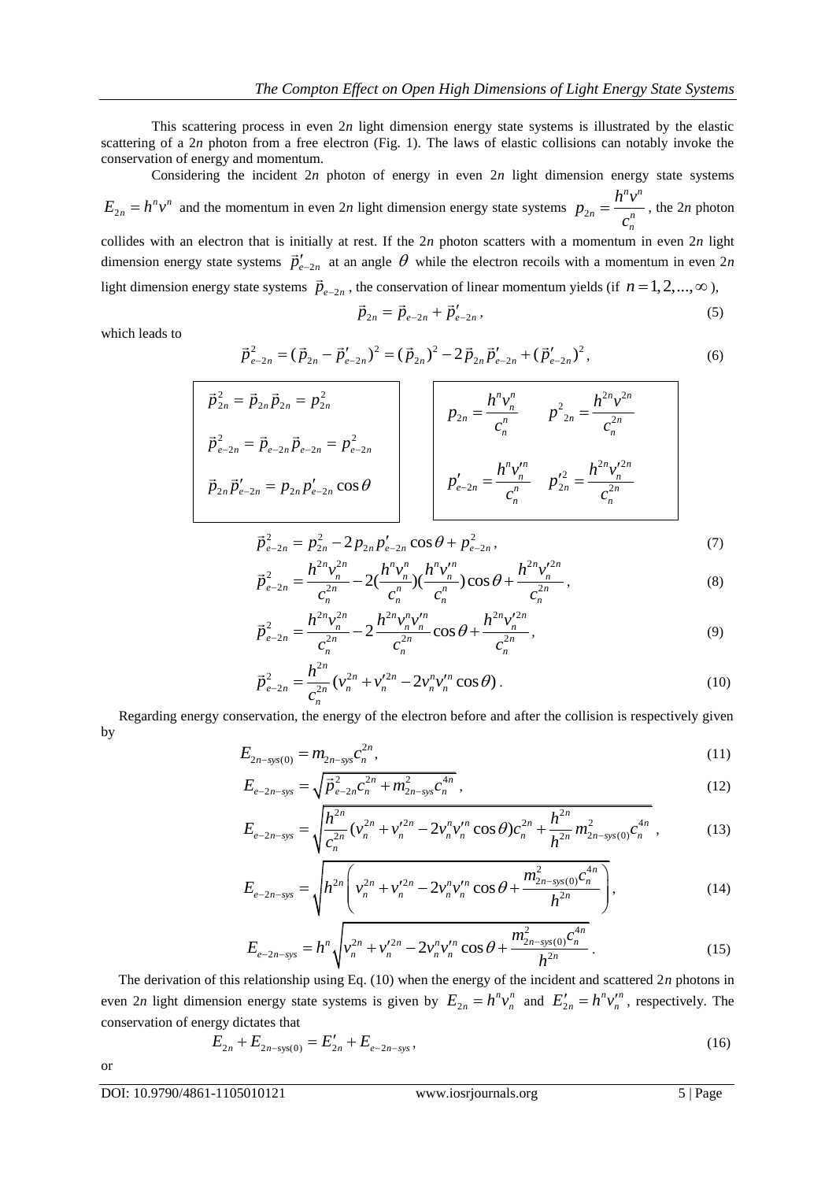This scattering process in even 2*n* light dimension energy state systems is illustrated by the elastic scattering of a 2*n* photon from a free electron (Fig. 1). The laws of elastic collisions can notably invoke the conservation of energy and momentum.

Considering the incident 2*n* photon of energy in even 2*n* light dimension energy state systems $E_{2n} = h^n v^n$ and the momentum in even 2*n* light dimension energy state systems $p_{2n} = \frac{h^n v^n}{c_n^n}$, the 2*n* photon collides with an electron that is initially at rest. If the 2*n* photon scatters with a momentum in even 2*n* light dimension energy state systems $\vec{p}'_{e-2n}$ at an angle $\theta$ while the electron recoils with a momentum in even 2*n* light dimension energy state systems $\vec{p}_{e-2n}$, the conservation of linear momentum yields (if $n = 1, 2, ..., \infty$),

$$\vec{p}_{2n} = \vec{p}_{e-2n} + \vec{p}'_{e-2n}, \tag{5}$$

which leads to

$$\vec{p}^{\,2}_{e-2n} = (\vec{p}_{2n} - \vec{p}'_{e-2n})^2 = (\vec{p}_{2n})^2 - 2\,\vec{p}_{2n}\vec{p}'_{e-2n} + (\vec{p}'_{e-2n})^2, \tag{6}$$

$$\vec{p}^{\,2}_{2n} = \vec{p}_{2n}\vec{p}_{2n} = p^2_{2n}$$

$$\vec{p}^{\,2}_{e-2n} = \vec{p}_{e-2n}\vec{p}_{e-2n} = p^2_{e-2n}$$

$$\vec{p}_{2n}\vec{p}'_{e-2n} = p_{2n}p'_{e-2n}\cos\theta$$

$$p_{2n} = \frac{h^n v_n^n}{c_n^n} \qquad p^2_{\ 2n} = \frac{h^{2n} v^{2n}}{c_n^{2n}}$$

$$p'_{e-2n} = \frac{h^n v_n'^n}{c_n^n} \qquad p'^2_{2n} = \frac{h^{2n} v_n'^{2n}}{c_n^{2n}}$$

$$\vec{p}^{\,2}_{e-2n} = p^2_{2n} - 2\,p_{2n}p'_{e-2n}\cos\theta + p^2_{e-2n}, \tag{7}$$

$$\vec{p}^{\,2}_{e-2n} = \frac{h^{2n}v_n^{2n}}{c_n^{2n}} - 2\left(\frac{h^n v_n^n}{c_n^n}\right)\left(\frac{h^n v_n'^n}{c_n^n}\right)\cos\theta + \frac{h^{2n}v_n'^{2n}}{c_n^{2n}}, \tag{8}$$

$$\vec{p}^{\,2}_{e-2n} = \frac{h^{2n}v_n^{2n}}{c_n^{2n}} - 2\frac{h^{2n}v_n^n v_n'^n}{c_n^{2n}}\cos\theta + \frac{h^{2n}v_n'^{2n}}{c_n^{2n}}, \tag{9}$$

$$\vec{p}^{\,2}_{e-2n} = \frac{h^{2n}}{c_n^{2n}}(v_n^{2n} + v_n'^{2n} - 2v_n^n v_n'^n\cos\theta). \tag{10}$$

Regarding energy conservation, the energy of the electron before and after the collision is respectively given by

$$E_{2n-sys(0)} = m_{2n-sys}c_n^{2n}, \tag{11}$$

$$E_{e-2n-sys} = \sqrt{\vec{p}^{\,2}_{e-2n}c_n^{2n} + m^2_{2n-sys}c_n^{4n}}, \tag{12}$$

$$E_{e-2n-sys} = \sqrt{\frac{h^{2n}}{c_n^{2n}}(v_n^{2n} + v_n'^{2n} - 2v_n^n v_n'^n\cos\theta)c_n^{2n} + \frac{h^{2n}}{h^{2n}}m^2_{2n-sys(0)}c_n^{4n}}, \tag{13}$$

$$E_{e-2n-sys} = \sqrt{h^{2n}\left(v_n^{2n} + v_n'^{2n} - 2v_n^n v_n'^n\cos\theta + \frac{m^2_{2n-sys(0)}c_n^{4n}}{h^{2n}}\right)}, \tag{14}$$

$$E_{e-2n-sys} = h^n\sqrt{v_n^{2n} + v_n'^{2n} - 2v_n^n v_n'^n\cos\theta + \frac{m^2_{2n-sys(0)}c_n^{4n}}{h^{2n}}}. \tag{15}$$

The derivation of this relationship using Eq. (10) when the energy of the incident and scattered 2*n* photons in even 2*n* light dimension energy state systems is given by $E_{2n} = h^n v_n^n$ and $E'_{2n} = h^n v_n'^n$, respectively. The conservation of energy dictates that

$$E_{2n} + E_{2n-sys(0)} = E'_{2n} + E_{e-2n-sys}, \tag{16}$$

or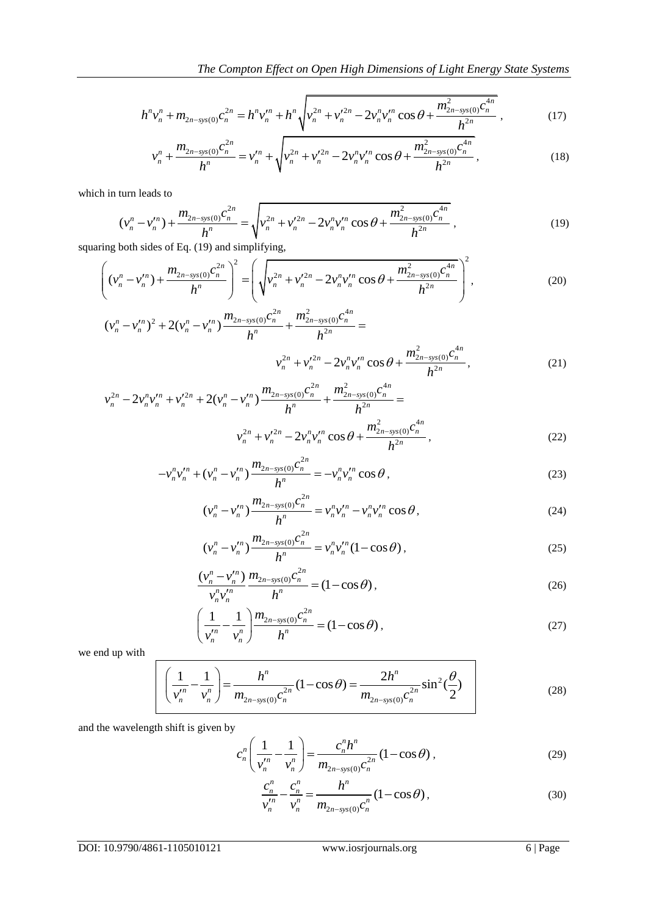$$h^n v_n^n + m_{2n-sys(0)} c_n^{2n} = h^n v_n'^n + h^n \sqrt{v_n^{2n} + v_n'^{2n} - 2 v_n^n v_n'^n \cos\theta + \frac{m_{2n-sys(0)}^2 c_n^{4n}}{h^{2n}}} \,, \tag{17}$$

$$v_n^n + \frac{m_{2n-sys(0)} c_n^{2n}}{h^n} = v_n'^n + \sqrt{v_n^{2n} + v_n'^{2n} - 2 v_n^n v_n'^n \cos\theta + \frac{m_{2n-sys(0)}^2 c_n^{4n}}{h^{2n}}} \,, \tag{18}$$

which in turn leads to

$$(v_n^n - v_n'^n) + \frac{m_{2n-sys(0)} c_n^{2n}}{h^n} = \sqrt{v_n^{2n} + v_n'^{2n} - 2 v_n^n v_n'^n \cos\theta + \frac{m_{2n-sys(0)}^2 c_n^{4n}}{h^{2n}}} \,, \tag{19}$$

squaring both sides of Eq. (19) and simplifying,

$$\left( (v_n^n - v_n'^n) + \frac{m_{2n-sys(0)} c_n^{2n}}{h^n} \right)^2 = \left( \sqrt{v_n^{2n} + v_n'^{2n} - 2 v_n^n v_n'^n \cos\theta + \frac{m_{2n-sys(0)}^2 c_n^{4n}}{h^{2n}}} \right)^2 , \tag{20}$$

$$(v_n^n - v_n'^n)^2 + 2(v_n^n - v_n'^n) \frac{m_{2n-sys(0)} c_n^{2n}}{h^n} + \frac{m_{2n-sys(0)}^2 c_n^{4n}}{h^{2n}} = v_n^{2n} + v_n'^{2n} - 2 v_n^n v_n'^n \cos\theta + \frac{m_{2n-sys(0)}^2 c_n^{4n}}{h^{2n}} \,, \tag{21}$$

$$v_n^{2n} - 2 v_n^n v_n'^n + v_n'^{2n} + 2(v_n^n - v_n'^n) \frac{m_{2n-sys(0)} c_n^{2n}}{h^n} + \frac{m_{2n-sys(0)}^2 c_n^{4n}}{h^{2n}} = v_n^{2n} + v_n'^{2n} - 2 v_n^n v_n'^n \cos\theta + \frac{m_{2n-sys(0)}^2 c_n^{4n}}{h^{2n}} \,, \tag{22}$$

$$-v_n^n v_n'^n + (v_n^n - v_n'^n) \frac{m_{2n-sys(0)} c_n^{2n}}{h^n} = -v_n^n v_n'^n \cos\theta \,, \tag{23}$$

$$(v_n^n - v_n'^n) \frac{m_{2n-sys(0)} c_n^{2n}}{h^n} = v_n^n v_n'^n - v_n^n v_n'^n \cos\theta \,, \tag{24}$$

$$(v_n^n - v_n'^n) \frac{m_{2n-sys(0)} c_n^{2n}}{h^n} = v_n^n v_n'^n (1 - \cos\theta) \,, \tag{25}$$

$$\frac{(v_n^n - v_n'^n)}{v_n^n v_n'^n} \frac{m_{2n-sys(0)} c_n^{2n}}{h^n} = (1 - \cos\theta) \,, \tag{26}$$

$$\left( \frac{1}{v_n'^n} - \frac{1}{v_n^n} \right) \frac{m_{2n-sys(0)} c_n^{2n}}{h^n} = (1 - \cos\theta) \,, \tag{27}$$

we end up with

$$\boxed{\left( \frac{1}{v_n'^n} - \frac{1}{v_n^n} \right) = \frac{h^n}{m_{2n-sys(0)} c_n^{2n}} (1 - \cos\theta) = \frac{2h^n}{m_{2n-sys(0)} c_n^{2n}} \sin^2(\frac{\theta}{2})} \tag{28}$$

and the wavelength shift is given by

$$c_n^n \left( \frac{1}{v_n'^n} - \frac{1}{v_n^n} \right) = \frac{c_n^n h^n}{m_{2n-sys(0)} c_n^{2n}} (1 - \cos\theta) \,, \tag{29}$$

$$\frac{c_n^n}{v_n'^n} - \frac{c_n^n}{v_n^n} = \frac{h^n}{m_{2n-sys(0)} c_n^n} (1 - \cos\theta) \,, \tag{30}$$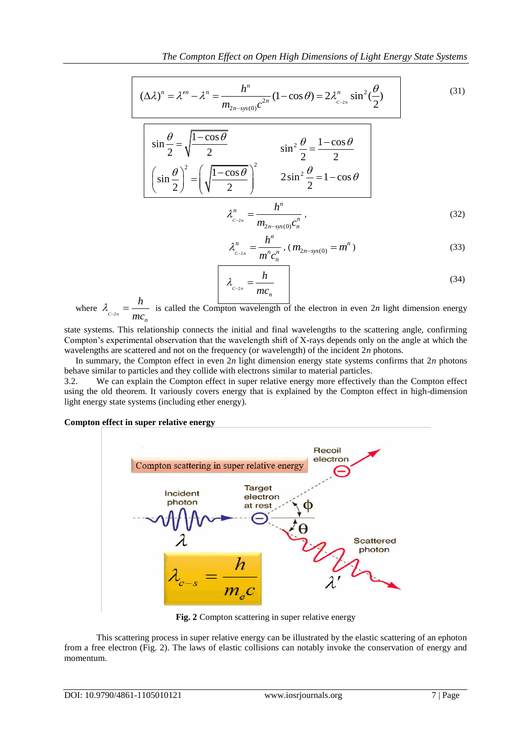$$(\Delta\lambda)^n = \lambda'^n - \lambda^n = \frac{h^n}{m_{2n-sys(0)}c^{2n}}(1-\cos\theta) = 2\lambda^n_{C-2n}\sin^2(\frac{\theta}{2}) \tag{31}$$

$$\sin\frac{\theta}{2} = \sqrt{\frac{1-\cos\theta}{2}} \qquad \sin^2\frac{\theta}{2} = \frac{1-\cos\theta}{2}$$

$$\left(\sin\frac{\theta}{2}\right)^2 = \left(\sqrt{\frac{1-\cos\theta}{2}}\right)^2 \qquad 2\sin^2\frac{\theta}{2} = 1-\cos\theta$$

$$\lambda^n_{C-2n} = \frac{h^n}{m_{2n-sys(0)}c_n^n}, \tag{32}$$

$$\lambda^n_{C-2n} = \frac{h^n}{m^n c_n^n}, \ (m_{2n-sys(0)} = m^n) \tag{33}$$

$$\lambda_{C-2n} = \frac{h}{mc_n} \tag{34}$$

where $\lambda_{C-2n} = \dfrac{h}{mc_n}$ is called the Compton wavelength of the electron in even $2n$ light dimension energy state systems. This relationship connects the initial and final wavelengths to the scattering angle, confirming Compton's experimental observation that the wavelength shift of X-rays depends only on the angle at which the wavelengths are scattered and not on the frequency (or wavelength) of the incident $2n$ photons.

In summary, the Compton effect in even $2n$ light dimension energy state systems confirms that $2n$ photons behave similar to particles and they collide with electrons similar to material particles.

3.2. We can explain the Compton effect in super relative energy more effectively than the Compton effect using the old theorem. It variously covers energy that is explained by the Compton effect in high-dimension light energy state systems (including ether energy).

**Compton effect in super relative energy**

**Fig. 2** Compton scattering in super relative energy

This scattering process in super relative energy can be illustrated by the elastic scattering of an ephoton from a free electron (Fig. 2). The laws of elastic collisions can notably invoke the conservation of energy and momentum.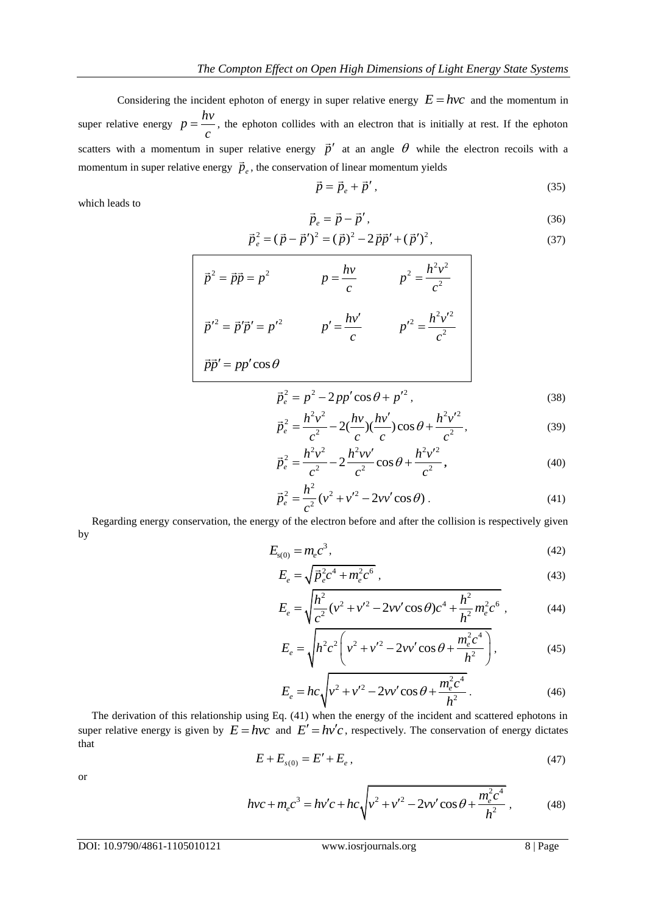Considering the incident ephoton of energy in super relative energy $E = h\nu c$ and the momentum in super relative energy $p = \frac{h\nu}{c}$, the ephoton collides with an electron that is initially at rest. If the ephoton scatters with a momentum in super relative energy $\vec{p}'$ at an angle $\theta$ while the electron recoils with a momentum in super relative energy $\vec{p}_e$, the conservation of linear momentum yields

$$\vec{p} = \vec{p}_e + \vec{p}', \tag{35}$$

which leads to

$$\vec{p}_e = \vec{p} - \vec{p}', \tag{36}$$

$$\vec{p}_e^2 = (\vec{p} - \vec{p}')^2 = (\vec{p})^2 - 2\vec{p}\vec{p}' + (\vec{p}')^2, \tag{37}$$

| | | |
|---|---|---|
| $\vec{p}^2 = \vec{p}\vec{p} = p^2$ | $p = \frac{h\nu}{c}$ | $p^2 = \frac{h^2\nu^2}{c^2}$ |
| $\vec{p}'^2 = \vec{p}'\vec{p}' = p'^2$ | $p' = \frac{h\nu'}{c}$ | $p'^2 = \frac{h^2\nu'^2}{c^2}$ |
| $\vec{p}\vec{p}' = pp'\cos\theta$ | | |

$$\vec{p}_e^2 = p^2 - 2pp'\cos\theta + p'^2, \tag{38}$$

$$\vec{p}_e^2 = \frac{h^2\nu^2}{c^2} - 2\left(\frac{h\nu}{c}\right)\left(\frac{h\nu'}{c}\right)\cos\theta + \frac{h^2\nu'^2}{c^2}, \tag{39}$$

$$\vec{p}_e^2 = \frac{h^2\nu^2}{c^2} - 2\frac{h^2\nu\nu'}{c^2}\cos\theta + \frac{h^2\nu'^2}{c^2}, \tag{40}$$

$$\vec{p}_e^2 = \frac{h^2}{c^2}(\nu^2 + \nu'^2 - 2\nu\nu'\cos\theta). \tag{41}$$

Regarding energy conservation, the energy of the electron before and after the collision is respectively given by

$$E_{s(0)} = m_e c^3, \tag{42}$$

$$E_e = \sqrt{\vec{p}_e^2 c^4 + m_e^2 c^6}, \tag{43}$$

$$E_e = \sqrt{\frac{h^2}{c^2}(\nu^2 + \nu'^2 - 2\nu\nu'\cos\theta)c^4 + \frac{h^2}{h^2}m_e^2 c^6}, \tag{44}$$

$$E_e = \sqrt{h^2 c^2\left(\nu^2 + \nu'^2 - 2\nu\nu'\cos\theta + \frac{m_e^2 c^4}{h^2}\right)}, \tag{45}$$

$$E_e = hc\sqrt{\nu^2 + \nu'^2 - 2\nu\nu'\cos\theta + \frac{m_e^2 c^4}{h^2}}. \tag{46}$$

The derivation of this relationship using Eq. (41) when the energy of the incident and scattered ephotons in super relative energy is given by $E = h\nu c$ and $E' = h\nu' c$, respectively. The conservation of energy dictates that

$$E + E_{s(0)} = E' + E_e, \tag{47}$$

or

$$h\nu c + m_e c^3 = h\nu' c + hc\sqrt{\nu^2 + \nu'^2 - 2\nu\nu'\cos\theta + \frac{m_e^2 c^4}{h^2}}, \tag{48}$$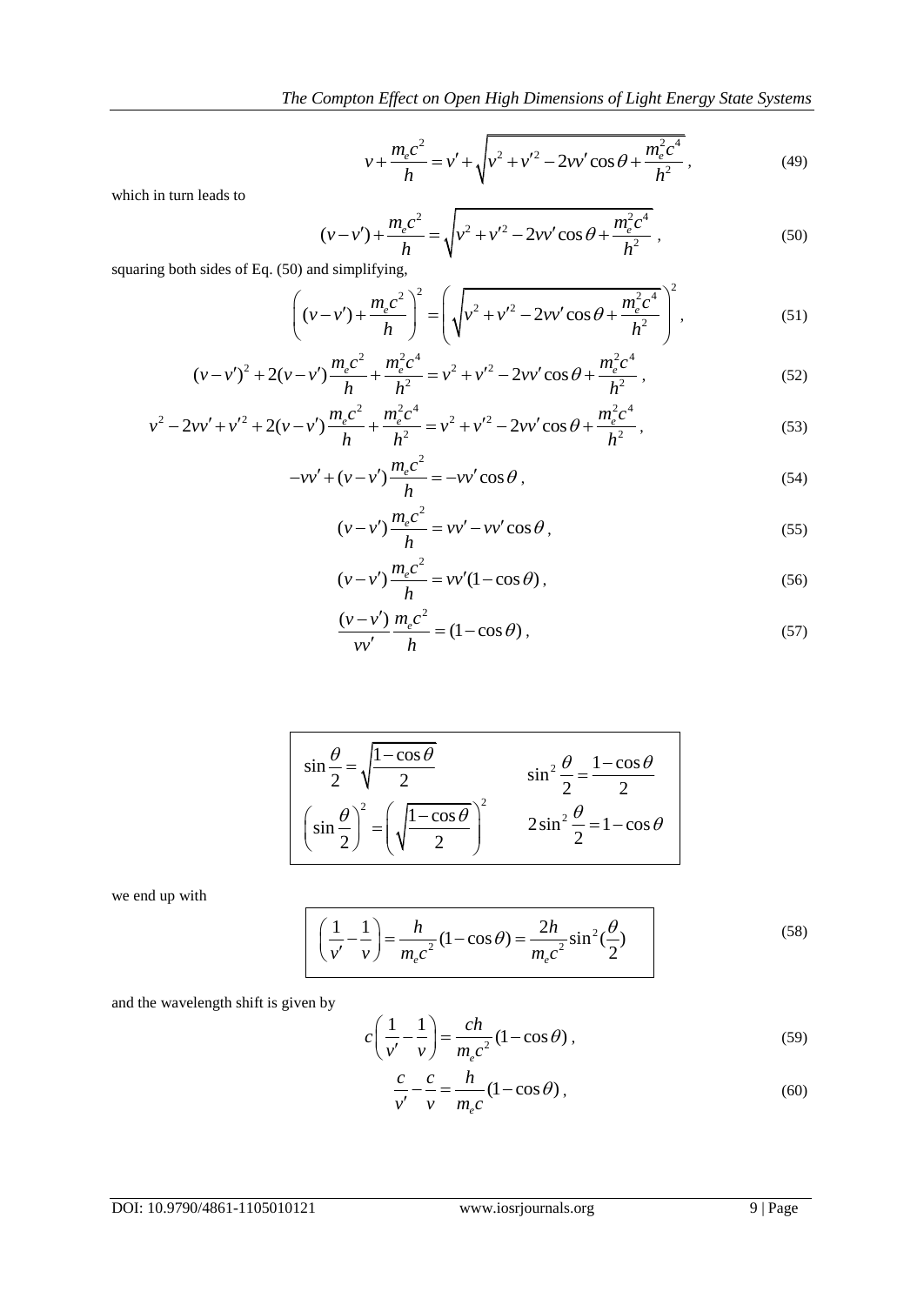$$v + \frac{m_e c^2}{h} = v' + \sqrt{v^2 + v'^2 - 2vv'\cos\theta + \frac{m_e^2 c^4}{h^2}}\,, \tag{49}$$

which in turn leads to

$$(v - v') + \frac{m_e c^2}{h} = \sqrt{v^2 + v'^2 - 2vv'\cos\theta + \frac{m_e^2 c^4}{h^2}}\,, \tag{50}$$

squaring both sides of Eq. (50) and simplifying,

$$\left( (v - v') + \frac{m_e c^2}{h} \right)^2 = \left( \sqrt{v^2 + v'^2 - 2vv'\cos\theta + \frac{m_e^2 c^4}{h^2}} \right)^2, \tag{51}$$

$$(v - v')^2 + 2(v - v')\frac{m_e c^2}{h} + \frac{m_e^2 c^4}{h^2} = v^2 + v'^2 - 2vv'\cos\theta + \frac{m_e^2 c^4}{h^2}\,, \tag{52}$$

$$v^2 - 2vv' + v'^2 + 2(v - v')\frac{m_e c^2}{h} + \frac{m_e^2 c^4}{h^2} = v^2 + v'^2 - 2vv'\cos\theta + \frac{m_e^2 c^4}{h^2}\,, \tag{53}$$

$$-vv' + (v - v')\frac{m_e c^2}{h} = -vv'\cos\theta\,, \tag{54}$$

$$(v - v')\frac{m_e c^2}{h} = vv' - vv'\cos\theta\,, \tag{55}$$

$$(v - v')\frac{m_e c^2}{h} = vv'(1 - \cos\theta)\,, \tag{56}$$

$$\frac{(v - v')}{vv'}\frac{m_e c^2}{h} = (1 - \cos\theta)\,, \tag{57}$$

$$\sin\frac{\theta}{2} = \sqrt{\frac{1 - \cos\theta}{2}} \qquad \sin^2\frac{\theta}{2} = \frac{1 - \cos\theta}{2}$$

$$\left( \sin\frac{\theta}{2} \right)^2 = \left( \sqrt{\frac{1 - \cos\theta}{2}} \right)^2 \qquad 2\sin^2\frac{\theta}{2} = 1 - \cos\theta$$

we end up with

$$\left( \frac{1}{v'} - \frac{1}{v} \right) = \frac{h}{m_e c^2}(1 - \cos\theta) = \frac{2h}{m_e c^2}\sin^2(\frac{\theta}{2}) \tag{58}$$

and the wavelength shift is given by

$$c\left( \frac{1}{v'} - \frac{1}{v} \right) = \frac{ch}{m_e c^2}(1 - \cos\theta)\,, \tag{59}$$

$$\frac{c}{v'} - \frac{c}{v} = \frac{h}{m_e c}(1 - \cos\theta)\,, \tag{60}$$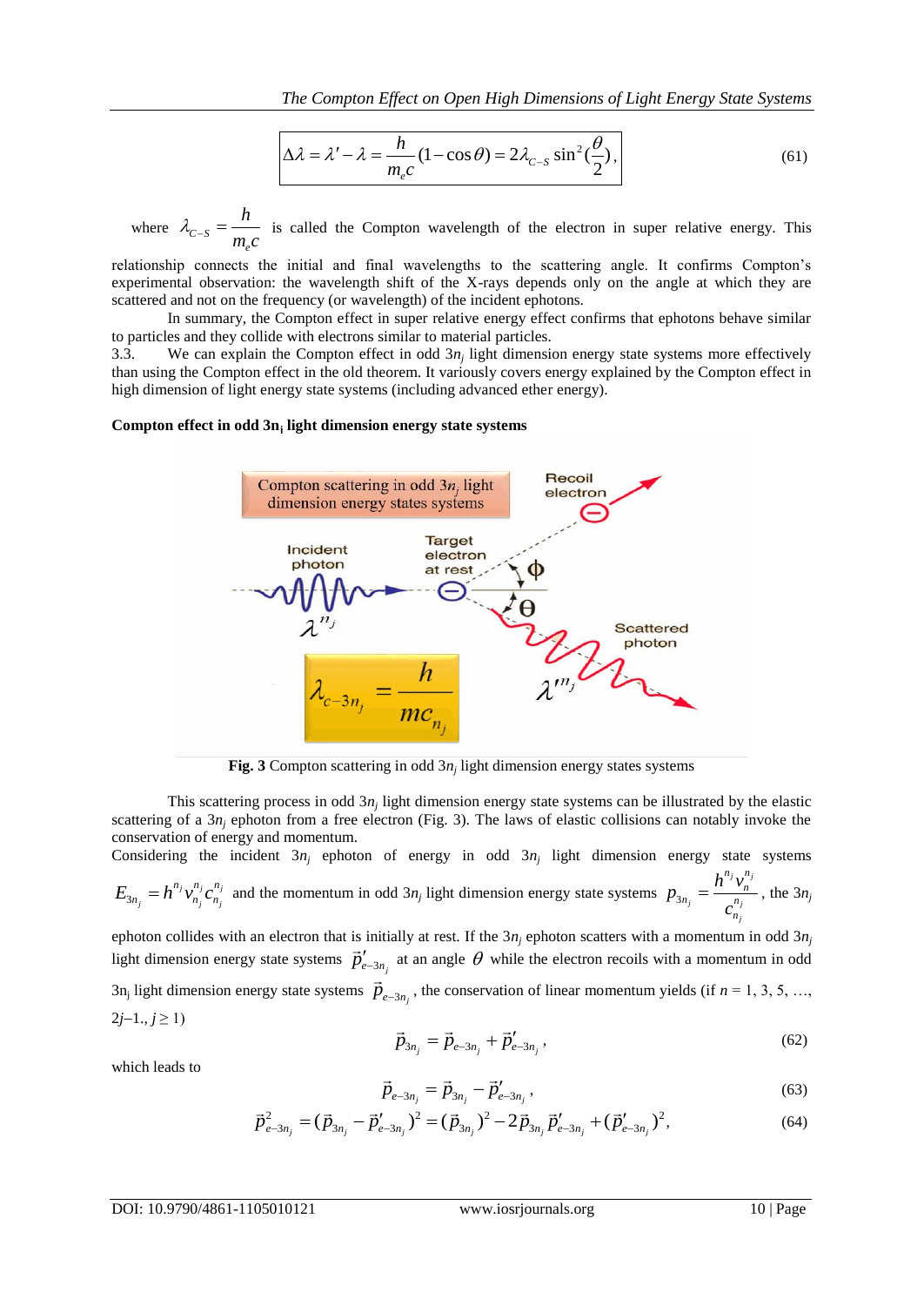$$\Delta\lambda = \lambda' - \lambda = \frac{h}{m_e c}(1-\cos\theta) = 2\lambda_{C-S}\sin^2(\frac{\theta}{2}), \tag{61}$$

where $\lambda_{C-S} = \dfrac{h}{m_e c}$ is called the Compton wavelength of the electron in super relative energy. This relationship connects the initial and final wavelengths to the scattering angle. It confirms Compton's experimental observation: the wavelength shift of the X-rays depends only on the angle at which they are scattered and not on the frequency (or wavelength) of the incident ephotons.

In summary, the Compton effect in super relative energy effect confirms that ephotons behave similar to particles and they collide with electrons similar to material particles.

3.3. We can explain the Compton effect in odd $3n_j$ light dimension energy state systems more effectively than using the Compton effect in the old theorem. It variously covers energy explained by the Compton effect in high dimension of light energy state systems (including advanced ether energy).

**Compton effect in odd $3n_j$ light dimension energy state systems**

**Fig. 3** Compton scattering in odd $3n_j$ light dimension energy states systems

This scattering process in odd $3n_j$ light dimension energy state systems can be illustrated by the elastic scattering of a $3n_j$ ephoton from a free electron (Fig. 3). The laws of elastic collisions can notably invoke the conservation of energy and momentum.

Considering the incident $3n_j$ ephoton of energy in odd $3n_j$ light dimension energy state systems $E_{3n_j} = h^{n_j} v_{n_j}^{n_j} c_{n_j}^{n_j}$ and the momentum in odd $3n_j$ light dimension energy state systems $p_{3n_j} = \dfrac{h^{n_j} v_n^{n_j}}{c_{n_j}^{n_j}}$, the $3n_j$ ephoton collides with an electron that is initially at rest. If the $3n_j$ ephoton scatters with a momentum in odd $3n_j$ light dimension energy state systems $\vec{p}'_{e-3n_j}$ at an angle $\theta$ while the electron recoils with a momentum in odd $3n_j$ light dimension energy state systems $\vec{p}_{e-3n_j}$, the conservation of linear momentum yields (if $n = 1, 3, 5, \ldots, 2j-1., j \geq 1$)

$$\vec{p}_{3n_j} = \vec{p}_{e-3n_j} + \vec{p}'_{e-3n_j}, \tag{62}$$

which leads to

$$\vec{p}_{e-3n_j} = \vec{p}_{3n_j} - \vec{p}'_{e-3n_j}, \tag{63}$$

$$\vec{p}^{\,2}_{e-3n_j} = (\vec{p}_{3n_j} - \vec{p}'_{e-3n_j})^2 = (\vec{p}_{3n_j})^2 - 2\vec{p}_{3n_j}\vec{p}'_{e-3n_j} + (\vec{p}'_{e-3n_j})^2, \tag{64}$$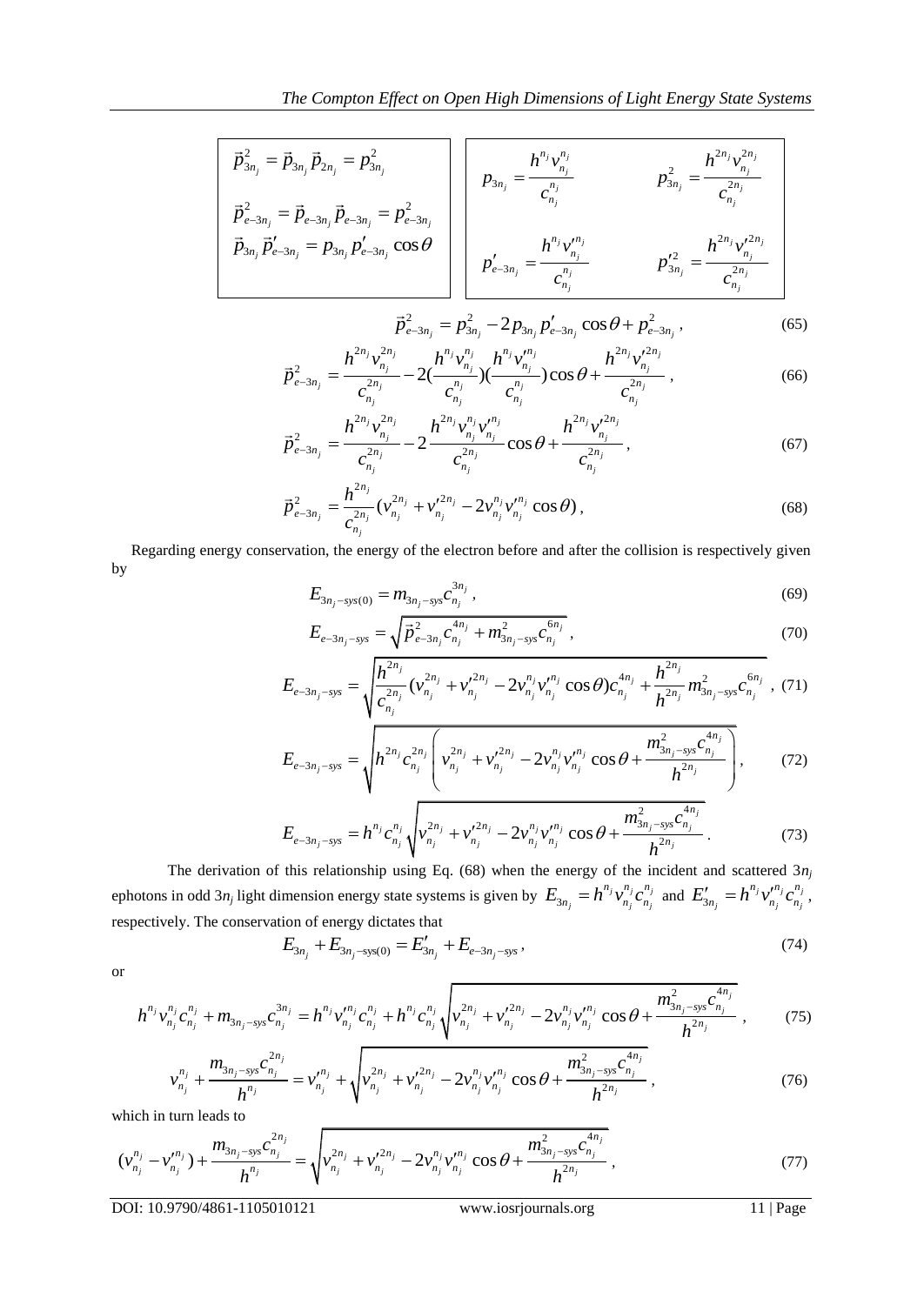$$\vec{p}_{3n_j}^2 = \vec{p}_{3n_j}\vec{p}_{2n_j} = p_{3n_j}^2$$

$$\vec{p}_{e-3n_j}^2 = \vec{p}_{e-3n_j}\vec{p}_{e-3n_j} = p_{e-3n_j}^2$$

$$\vec{p}_{3n_j}\vec{p}\,'_{e-3n_j} = p_{3n_j}p'_{e-3n_j}\cos\theta$$

$$p_{3n_j} = \frac{h^{n_j}v_{n_j}^{n_j}}{c_{n_j}^{n_j}} \qquad p_{3n_j}^2 = \frac{h^{2n_j}v_{n_j}^{2n_j}}{c_{n_j}^{2n_j}}$$

$$p'_{e-3n_j} = \frac{h^{n_j}v'^{n_j}_{n_j}}{c_{n_j}^{n_j}} \qquad p'^2_{3n_j} = \frac{h^{2n_j}v'^{2n_j}_{n_j}}{c_{n_j}^{2n_j}}$$

$$\vec{p}_{e-3n_j}^2 = p_{3n_j}^2 - 2p_{3n_j}p'_{e-3n_j}\cos\theta + p_{e-3n_j}^2, \tag{65}$$

$$\vec{p}_{e-3n_j}^2 = \frac{h^{2n_j}v_{n_j}^{2n_j}}{c_{n_j}^{2n_j}} - 2\left(\frac{h^{n_j}v_{n_j}^{n_j}}{c_{n_j}^{n_j}}\right)\left(\frac{h^{n_j}v'^{n_j}_{n_j}}{c_{n_j}^{n_j}}\right)\cos\theta + \frac{h^{2n_j}v'^{2n_j}_{n_j}}{c_{n_j}^{2n_j}}, \tag{66}$$

$$\vec{p}_{e-3n_j}^2 = \frac{h^{2n_j}v_{n_j}^{2n_j}}{c_{n_j}^{2n_j}} - 2\frac{h^{2n_j}v_{n_j}^{n_j}v'^{n_j}_{n_j}}{c_{n_j}^{2n_j}}\cos\theta + \frac{h^{2n_j}v'^{2n_j}_{n_j}}{c_{n_j}^{2n_j}}, \tag{67}$$

$$\vec{p}_{e-3n_j}^2 = \frac{h^{2n_j}}{c_{n_j}^{2n_j}}\left(v_{n_j}^{2n_j} + v'^{2n_j}_{n_j} - 2v_{n_j}^{n_j}v'^{n_j}_{n_j}\cos\theta\right), \tag{68}$$

Regarding energy conservation, the energy of the electron before and after the collision is respectively given by

$$E_{3n_j-sys(0)} = m_{3n_j-sys}c_{n_j}^{3n_j}, \tag{69}$$

$$E_{e-3n_j-sys} = \sqrt{\vec{p}_{e-3n_j}^2 c_{n_j}^{4n_j} + m_{3n_j-sys}^2 c_{n_j}^{6n_j}}, \tag{70}$$

$$E_{e-3n_j-sys} = \sqrt{\frac{h^{2n_j}}{c_{n_j}^{2n_j}}\left(v_{n_j}^{2n_j} + v'^{2n_j}_{n_j} - 2v_{n_j}^{n_j}v'^{n_j}_{n_j}\cos\theta\right)c_{n_j}^{4n_j} + \frac{h^{2n_j}}{h^{2n_j}}m_{3n_j-sys}^2 c_{n_j}^{6n_j}}, \tag{71}$$

$$E_{e-3n_j-sys} = \sqrt{h^{2n_j}c_{n_j}^{2n_j}\left(v_{n_j}^{2n_j} + v'^{2n_j}_{n_j} - 2v_{n_j}^{n_j}v'^{n_j}_{n_j}\cos\theta + \frac{m_{3n_j-sys}^2 c_{n_j}^{4n_j}}{h^{2n_j}}\right)}, \tag{72}$$

$$E_{e-3n_j-sys} = h^{n_j}c_{n_j}^{n_j}\sqrt{v_{n_j}^{2n_j} + v'^{2n_j}_{n_j} - 2v_{n_j}^{n_j}v'^{n_j}_{n_j}\cos\theta + \frac{m_{3n_j-sys}^2 c_{n_j}^{4n_j}}{h^{2n_j}}}. \tag{73}$$

The derivation of this relationship using Eq. (68) when the energy of the incident and scattered $3n_j$ ephotons in odd $3n_j$ light dimension energy state systems is given by $E_{3n_j} = h^{n_j}v_{n_j}^{n_j}c_{n_j}^{n_j}$ and $E'_{3n_j} = h^{n_j}v'^{n_j}_{n_j}c_{n_j}^{n_j}$, respectively. The conservation of energy dictates that

$$E_{3n_j} + E_{3n_j-sys(0)} = E'_{3n_j} + E_{e-3n_j-sys}, \tag{74}$$

or

$$h^{n_j}v_{n_j}^{n_j}c_{n_j}^{n_j} + m_{3n_j-sys}c_{n_j}^{3n_j} = h^{n_j}v'^{n_j}_{n_j}c_{n_j}^{n_j} + h^{n_j}c_{n_j}^{n_j}\sqrt{v_{n_j}^{2n_j} + v'^{2n_j}_{n_j} - 2v_{n_j}^{n_j}v'^{n_j}_{n_j}\cos\theta + \frac{m_{3n_j-sys}^2 c_{n_j}^{4n_j}}{h^{2n_j}}}, \tag{75}$$

$$v_{n_j}^{n_j} + \frac{m_{3n_j-sys}c_{n_j}^{2n_j}}{h^{n_j}} = v'^{n_j}_{n_j} + \sqrt{v_{n_j}^{2n_j} + v'^{2n_j}_{n_j} - 2v_{n_j}^{n_j}v'^{n_j}_{n_j}\cos\theta + \frac{m_{3n_j-sys}^2 c_{n_j}^{4n_j}}{h^{2n_j}}}, \tag{76}$$

which in turn leads to

$$(v_{n_j}^{n_j} - v'^{n_j}_{n_j}) + \frac{m_{3n_j-sys}c_{n_j}^{2n_j}}{h^{n_j}} = \sqrt{v_{n_j}^{2n_j} + v'^{2n_j}_{n_j} - 2v_{n_j}^{n_j}v'^{n_j}_{n_j}\cos\theta + \frac{m_{3n_j-sys}^2 c_{n_j}^{4n_j}}{h^{2n_j}}}, \tag{77}$$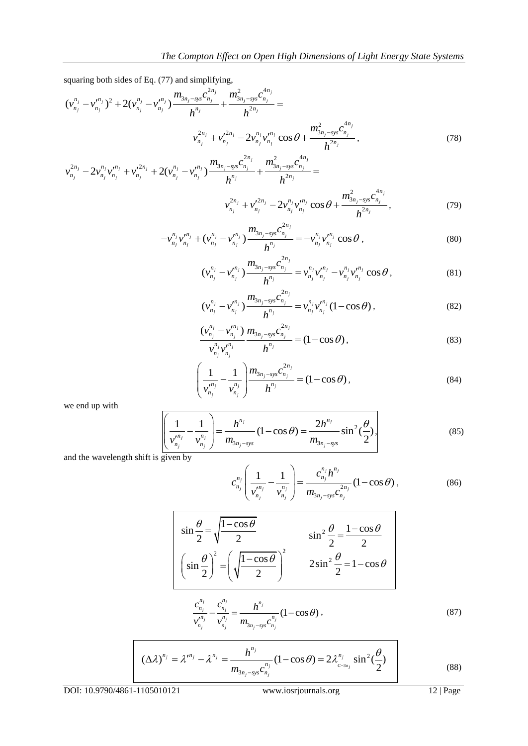squaring both sides of Eq. (77) and simplifying,

$$(v_{n_j}^{n_j} - v_{n_j}'^{n_j})^2 + 2(v_{n_j}^{n_j} - v_{n_j}'^{n_j})\frac{m_{3n_j-sys}c_{n_j}^{2n_j}}{h^{n_j}} + \frac{m_{3n_j-sys}^2 c_{n_j}^{4n_j}}{h^{2n_j}} = v_{n_j}^{2n_j} + v_{n_j}'^{2n_j} - 2v_{n_j}^{n_j}v_{n_j}'^{n_j}\cos\theta + \frac{m_{3n_j-sys}^2 c_{n_j}^{4n_j}}{h^{2n_j}}, \tag{78}$$

$$v_{n_j}^{2n_j} - 2v_{n_j}^{n_j}v_{n_j}'^{n_j} + v_{n_j}'^{2n_j} + 2(v_{n_j}^{n_j} - v_{n_j}'^{n_j})\frac{m_{3n_j-sys}c_{n_j}^{2n_j}}{h^{n_j}} + \frac{m_{3n_j-sys}^2 c_{n_j}^{4n_j}}{h^{2n_j}} = v_{n_j}^{2n_j} + v_{n_j}'^{2n_j} - 2v_{n_j}^{n_j}v_{n_j}'^{n_j}\cos\theta + \frac{m_{3n_j-sys}^2 c_{n_j}^{4n_j}}{h^{2n_j}}, \tag{79}$$

$$-v_{n_j}^{n_j}v_{n_j}'^{n_j} + (v_{n_j}^{n_j} - v_{n_j}'^{n_j})\frac{m_{3n_j-sys}c_{n_j}^{2n_j}}{h^{n_j}} = -v_{n_j}^{n_j}v_{n_j}'^{n_j}\cos\theta, \tag{80}$$

$$(v_{n_j}^{n_j} - v_{n_j}'^{n_j})\frac{m_{3n_j-sys}c_{n_j}^{2n_j}}{h^{n_j}} = v_{n_j}^{n_j}v_{n_j}'^{n_j} - v_{n_j}^{n_j}v_{n_j}'^{n_j}\cos\theta, \tag{81}$$

$$(v_{n_j}^{n_j} - v_{n_j}'^{n_j})\frac{m_{3n_j-sys}c_{n_j}^{2n_j}}{h^{n_j}} = v_{n_j}^{n_j}v_{n_j}'^{n_j}(1-\cos\theta), \tag{82}$$

$$\frac{(v_{n_j}^{n_j} - v_{n_j}'^{n_j})}{v_{n_j}^{n_j}v_{n_j}'^{n_j}}\frac{m_{3n_j-sys}c_{n_j}^{2n_j}}{h^{n_j}} = (1-\cos\theta), \tag{83}$$

$$\left(\frac{1}{v_{n_j}'^{n_j}} - \frac{1}{v_{n_j}^{n_j}}\right)\frac{m_{3n_j-sys}c_{n_j}^{2n_j}}{h^{n_j}} = (1-\cos\theta), \tag{84}$$

we end up with

$$\boxed{\left(\frac{1}{v_{n_j}'^{n_j}} - \frac{1}{v_{n_j}^{n_j}}\right) = \frac{h^{n_j}}{m_{3n_j-sys}}(1-\cos\theta) = \frac{2h^{n_j}}{m_{3n_j-sys}}\sin^2(\frac{\theta}{2}),} \tag{85}$$

and the wavelength shift is given by

$$c_{n_j}^{n_j}\left(\frac{1}{v_{n_j}'^{n_j}} - \frac{1}{v_{n_j}^{n_j}}\right) = \frac{c_{n_j}^{n_j}h^{n_j}}{m_{3n_j-sys}c_{n_j}^{2n_j}}(1-\cos\theta), \tag{86}$$

$$\sin\frac{\theta}{2} = \sqrt{\frac{1-\cos\theta}{2}} \qquad \sin^2\frac{\theta}{2} = \frac{1-\cos\theta}{2}$$

$$\left(\sin\frac{\theta}{2}\right)^2 = \left(\sqrt{\frac{1-\cos\theta}{2}}\right)^2 \qquad 2\sin^2\frac{\theta}{2} = 1-\cos\theta$$

$$\frac{c_{n_j}^{n_j}}{v_{n_j}'^{n_j}} - \frac{c_{n_j}^{n_j}}{v_{n_j}^{n_j}} = \frac{h^{n_j}}{m_{3n_j-sys}c_{n_j}^{n_j}}(1-\cos\theta), \tag{87}$$

$$\boxed{(\Delta\lambda)^{n_j} = \lambda'^{n_j} - \lambda^{n_j} = \frac{h^{n_j}}{m_{3n_j-sys}c_{n_j}^{n_j}}(1-\cos\theta) = 2\lambda_{c-3n_j}^{n_j}\sin^2(\frac{\theta}{2})} \tag{88}$$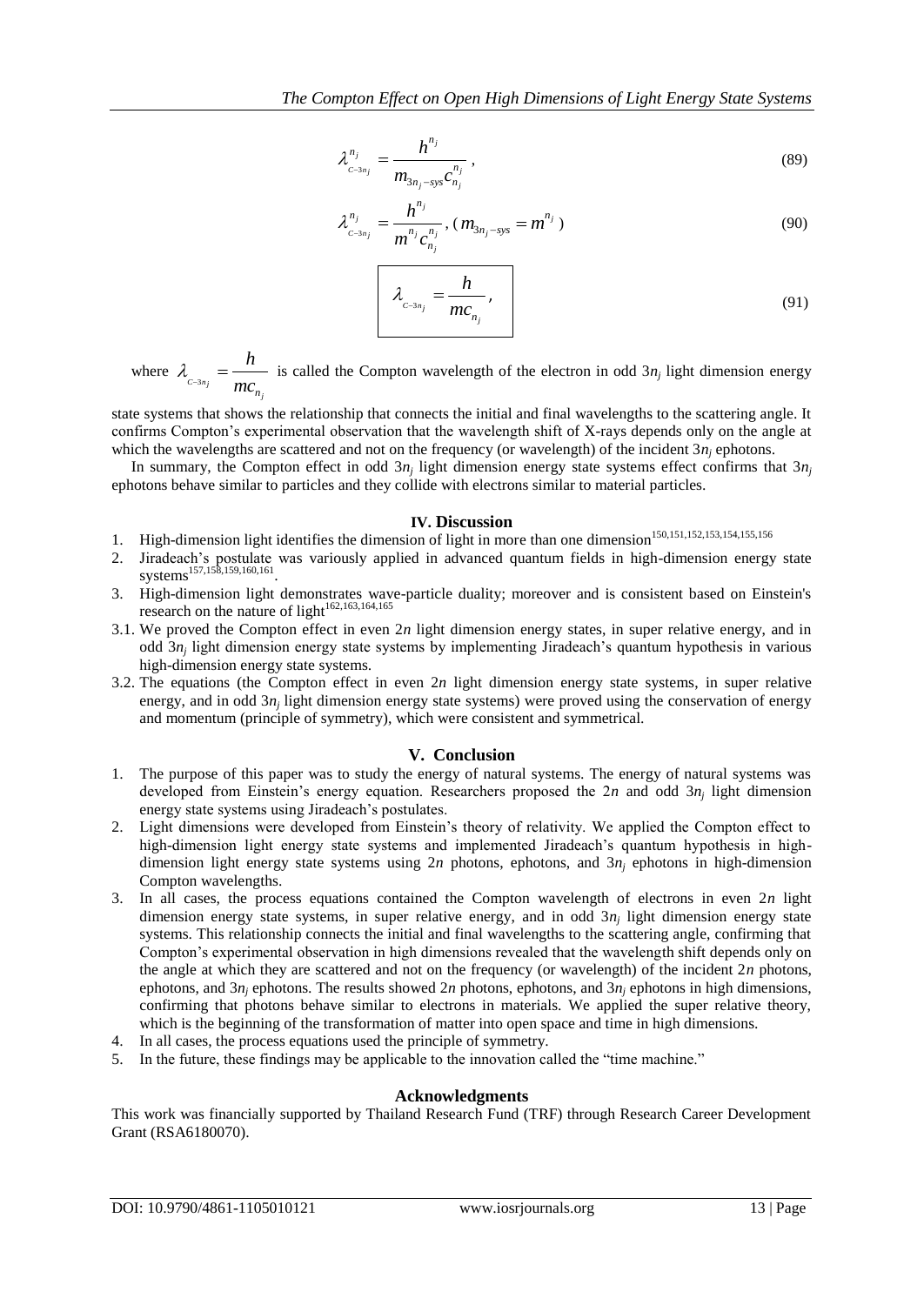$$\lambda^{n_j}_{C-3n_j} = \frac{h^{n_j}}{m_{3n_j-sys} c^{n_j}_{n_j}}, \tag{89}$$

$$\lambda^{n_j}_{C-3n_j} = \frac{h^{n_j}}{m^{n_j} c^{n_j}_{n_j}}, \; (m_{3n_j-sys} = m^{n_j}) \tag{90}$$

$$\boxed{\lambda_{C-3n_j} = \frac{h}{mc_{n_j}},} \tag{91}$$

where $\lambda_{C-3n_j} = \frac{h}{mc_{n_j}}$ is called the Compton wavelength of the electron in odd $3n_j$ light dimension energy state systems that shows the relationship that connects the initial and final wavelengths to the scattering angle. It confirms Compton's experimental observation that the wavelength shift of X-rays depends only on the angle at which the wavelengths are scattered and not on the frequency (or wavelength) of the incident $3n_j$ ephotons.

In summary, the Compton effect in odd $3n_j$ light dimension energy state systems effect confirms that $3n_j$ ephotons behave similar to particles and they collide with electrons similar to material particles.

## IV. Discussion

1. High-dimension light identifies the dimension of light in more than one dimension[150,151,152,153,154,155,156]
2. Jiradeach's postulate was variously applied in advanced quantum fields in high-dimension energy state systems[157,158,159,160,161].
3. High-dimension light demonstrates wave-particle duality; moreover and is consistent based on Einstein's research on the nature of light[162,163,164,165]

3.1. We proved the Compton effect in even $2n$ light dimension energy states, in super relative energy, and in odd $3n_j$ light dimension energy state systems by implementing Jiradeach's quantum hypothesis in various high-dimension energy state systems.

3.2. The equations (the Compton effect in even $2n$ light dimension energy state systems, in super relative energy, and in odd $3n_j$ light dimension energy state systems) were proved using the conservation of energy and momentum (principle of symmetry), which were consistent and symmetrical.

## V. Conclusion

1. The purpose of this paper was to study the energy of natural systems. The energy of natural systems was developed from Einstein's energy equation. Researchers proposed the $2n$ and odd $3n_j$ light dimension energy state systems using Jiradeach's postulates.
2. Light dimensions were developed from Einstein's theory of relativity. We applied the Compton effect to high-dimension light energy state systems and implemented Jiradeach's quantum hypothesis in high-dimension light energy state systems using $2n$ photons, ephotons, and $3n_j$ ephotons in high-dimension Compton wavelengths.
3. In all cases, the process equations contained the Compton wavelength of electrons in even $2n$ light dimension energy state systems, in super relative energy, and in odd $3n_j$ light dimension energy state systems. This relationship connects the initial and final wavelengths to the scattering angle, confirming that Compton's experimental observation in high dimensions revealed that the wavelength shift depends only on the angle at which they are scattered and not on the frequency (or wavelength) of the incident $2n$ photons, ephotons, and $3n_j$ ephotons. The results showed $2n$ photons, ephotons, and $3n_j$ ephotons in high dimensions, confirming that photons behave similar to electrons in materials. We applied the super relative theory, which is the beginning of the transformation of matter into open space and time in high dimensions.
4. In all cases, the process equations used the principle of symmetry.
5. In the future, these findings may be applicable to the innovation called the "time machine."

## Acknowledgments

This work was financially supported by Thailand Research Fund (TRF) through Research Career Development Grant (RSA6180070).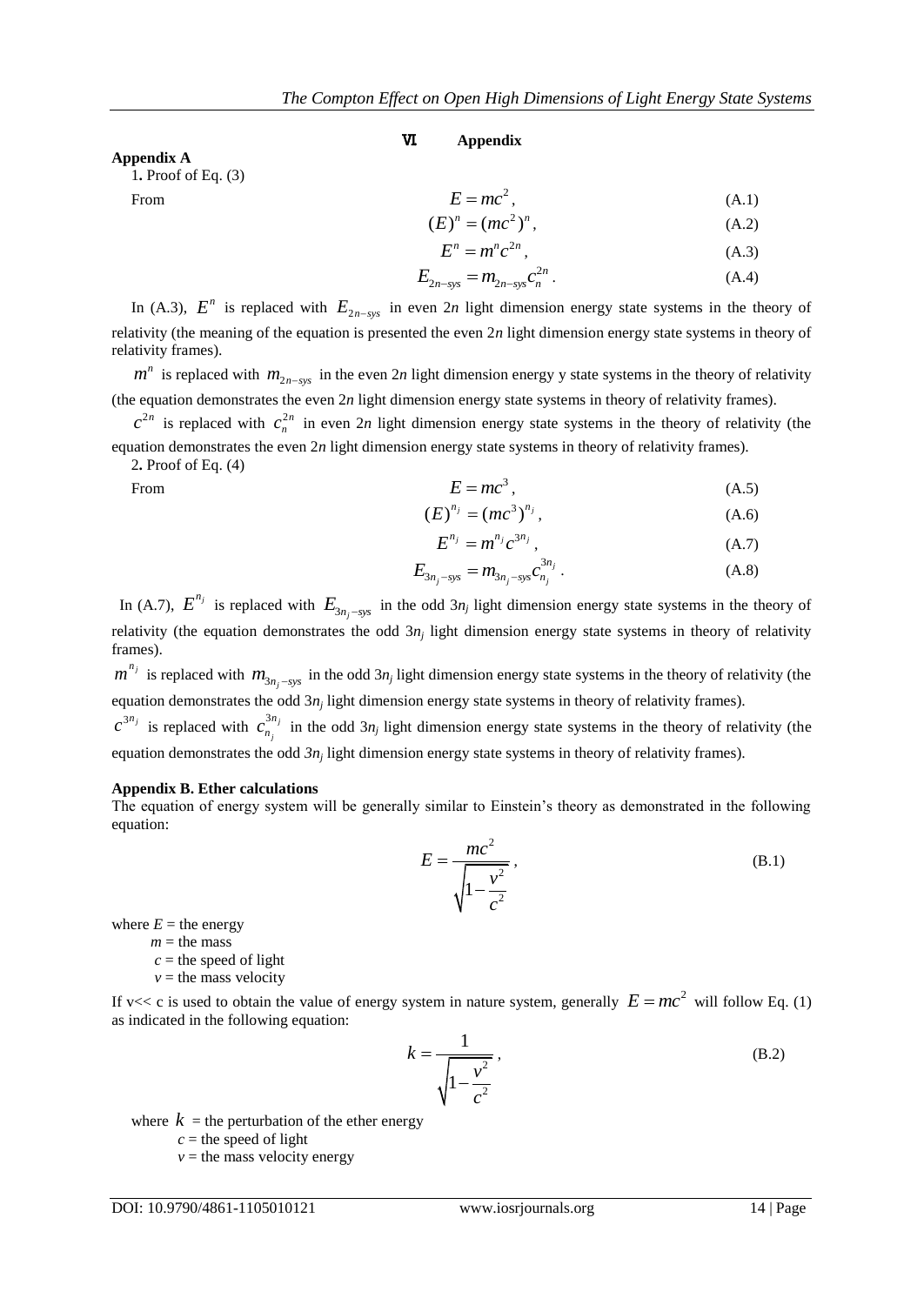# VI. Appendix

## Appendix A

1. Proof of Eq. (3)

From

$$E = mc^2, \quad \text{(A.1)}$$

$$(E)^n = (mc^2)^n, \quad \text{(A.2)}$$

$$E^n = m^n c^{2n}, \quad \text{(A.3)}$$

$$E_{2n-sys} = m_{2n-sys} c_n^{2n}. \quad \text{(A.4)}$$

In (A.3), $E^n$ is replaced with $E_{2n-sys}$ in even 2*n* light dimension energy state systems in the theory of relativity (the meaning of the equation is presented the even 2*n* light dimension energy state systems in theory of relativity frames).

$m^n$ is replaced with $m_{2n-sys}$ in the even 2*n* light dimension energy y state systems in the theory of relativity (the equation demonstrates the even 2*n* light dimension energy state systems in theory of relativity frames).

$c^{2n}$ is replaced with $c_n^{2n}$ in even 2*n* light dimension energy state systems in the theory of relativity (the equation demonstrates the even 2*n* light dimension energy state systems in theory of relativity frames).

2. Proof of Eq. (4)

From

$$E = mc^3, \quad \text{(A.5)}$$

$$(E)^{n_j} = (mc^3)^{n_j}, \quad \text{(A.6)}$$

$$E^{n_j} = m^{n_j} c^{3n_j}, \quad \text{(A.7)}$$

$$E_{3n_j-sys} = m_{3n_j-sys} c_{n_j}^{3n_j}. \quad \text{(A.8)}$$

In (A.7), $E^{n_j}$ is replaced with $E_{3n_j-sys}$ in the odd $3n_j$ light dimension energy state systems in the theory of relativity (the equation demonstrates the odd $3n_j$ light dimension energy state systems in theory of relativity frames).

$m^{n_j}$ is replaced with $m_{3n_j-sys}$ in the odd $3n_j$ light dimension energy state systems in the theory of relativity (the equation demonstrates the odd $3n_j$ light dimension energy state systems in theory of relativity frames).

$c^{3n_j}$ is replaced with $c_{n_j}^{3n_j}$ in the odd $3n_j$ light dimension energy state systems in the theory of relativity (the equation demonstrates the odd $3n_j$ light dimension energy state systems in theory of relativity frames).

## Appendix B. Ether calculations

The equation of energy system will be generally similar to Einstein's theory as demonstrated in the following equation:

$$E = \frac{mc^2}{\sqrt{1 - \frac{v^2}{c^2}}}, \quad \text{(B.1)}$$

where $E$ = the energy
$m$ = the mass
$c$ = the speed of light
$v$ = the mass velocity

If $v \ll c$ is used to obtain the value of energy system in nature system, generally $E = mc^2$ will follow Eq. (1) as indicated in the following equation:

$$k = \frac{1}{\sqrt{1 - \frac{v^2}{c^2}}}, \quad \text{(B.2)}$$

where $k$ = the perturbation of the ether energy
$c$ = the speed of light
$v$ = the mass velocity energy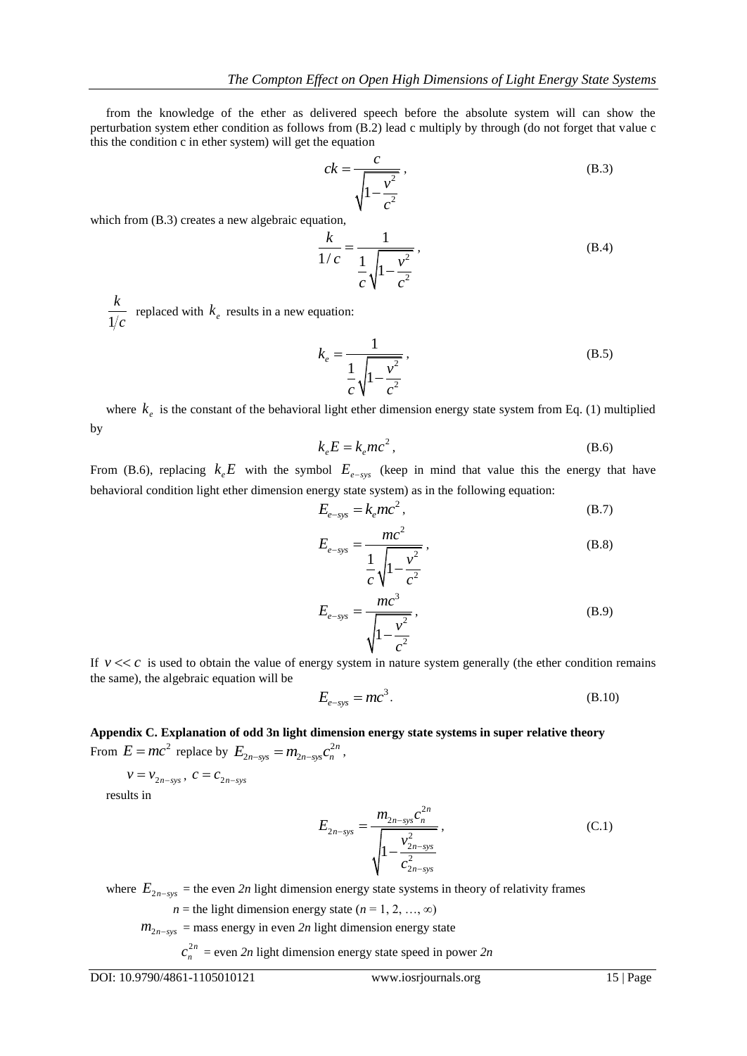from the knowledge of the ether as delivered speech before the absolute system will can show the perturbation system ether condition as follows from (B.2) lead c multiply by through (do not forget that value c this the condition c in ether system) will get the equation

$$ck = \frac{c}{\sqrt{1-\frac{v^2}{c^2}}}\,, \tag{B.3}$$

which from (B.3) creates a new algebraic equation,

$$\frac{k}{1/c} = \frac{1}{\frac{1}{c}\sqrt{1-\frac{v^2}{c^2}}}\,, \tag{B.4}$$

$\frac{k}{1/c}$ replaced with $k_e$ results in a new equation:

$$k_e = \frac{1}{\frac{1}{c}\sqrt{1-\frac{v^2}{c^2}}}\,, \tag{B.5}$$

where $k_e$ is the constant of the behavioral light ether dimension energy state system from Eq. (1) multiplied by

$$k_e E = k_e mc^2\,, \tag{B.6}$$

From (B.6), replacing $k_e E$ with the symbol $E_{e-sys}$ (keep in mind that value this the energy that have behavioral condition light ether dimension energy state system) as in the following equation:

$$E_{e-sys} = k_e mc^2\,, \tag{B.7}$$

$$E_{e-sys} = \frac{mc^2}{\frac{1}{c}\sqrt{1-\frac{v^2}{c^2}}}\,, \tag{B.8}$$

$$E_{e-sys} = \frac{mc^3}{\sqrt{1-\frac{v^2}{c^2}}}\,, \tag{B.9}$$

If $v << c$ is used to obtain the value of energy system in nature system generally (the ether condition remains the same), the algebraic equation will be

$$E_{e-sys} = mc^3\,. \tag{B.10}$$

**Appendix C. Explanation of odd 3n light dimension energy state systems in super relative theory**

From $E = mc^2$ replace by $E_{2n-sys} = m_{2n-sys}c_n^{2n}$,

$v = v_{2n-sys}$, $c = c_{2n-sys}$

results in

$$E_{2n-sys} = \frac{m_{2n-sys}c_n^{2n}}{\sqrt{1-\frac{v_{2n-sys}^2}{c_{2n-sys}^2}}}\,, \tag{C.1}$$

where $E_{2n-sys}$ = the even *2n* light dimension energy state systems in theory of relativity frames

$n$ = the light dimension energy state ($n$ = 1, 2, …, ∞)

$m_{2n-sys}$ = mass energy in even *2n* light dimension energy state

$c_n^{2n}$ = even *2n* light dimension energy state speed in power *2n*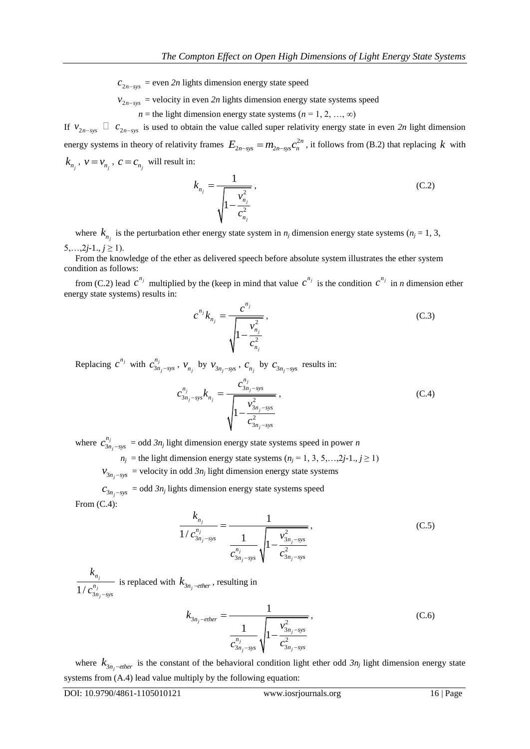$c_{2n-sys}$ = even *2n* lights dimension energy state speed

$v_{2n-sys}$ = velocity in even *2n* lights dimension energy state systems speed

$n$ = the light dimension energy state systems ($n$ = 1, 2, …, ∞)

If $v_{2n-sys} \ll c_{2n-sys}$ is used to obtain the value called super relativity energy state in even *2n* light dimension energy systems in theory of relativity frames $E_{2n-sys} = m_{2n-sys} c_n^{2n}$, it follows from (B.2) that replacing $k$ with $k_{n_j}$, $v = v_{n_j}$, $c = c_{n_j}$ will result in:

$$k_{n_j} = \frac{1}{\sqrt{1 - \frac{v_{n_j}^2}{c_{n_j}^2}}}, \tag{C.2}$$

where $k_{n_j}$ is the perturbation ether energy state system in $n_j$ dimension energy state systems ($n_j$ = 1, 3, 5,…,2*j*-1., $j \geq 1$).

From the knowledge of the ether as delivered speech before absolute system illustrates the ether system condition as follows:

from (C.2) lead $c^{n_j}$ multiplied by the (keep in mind that value $c^{n_j}$ is the condition $c^{n_j}$ in *n* dimension ether energy state systems) results in:

$$c^{n_j} k_{n_j} = \frac{c^{n_j}}{\sqrt{1 - \frac{v_{n_j}^2}{c_{n_j}^2}}}, \tag{C.3}$$

Replacing $c^{n_j}$ with $c_{3n_j-sys}^{n_j}$, $v_{n_j}$ by $v_{3n_j-sys}$, $c_{n_j}$ by $c_{3n_j-sys}$ results in:

$$c_{3n_j-sys}^{n_j} k_{n_j} = \frac{c_{3n_j-sys}^{n_j}}{\sqrt{1 - \frac{v_{3n_j-sys}^2}{c_{3n_j-sys}^2}}}, \tag{C.4}$$

where $c_{3n_j-sys}^{n_j}$ = odd *3n<sub></sub>* light dimension energy state systems speed in power *n*

$n_j$ = the light dimension energy state systems ($n_j$ = 1, 3, 5,…,2*j*-1., $j \geq 1$)

$v_{3n_j-sys}$ = velocity in odd $3n_j$ light dimension energy state systems

$c_{3n_j-sys}$ = odd $3n_j$ lights dimension energy state systems speed

From (C.4):

$$\frac{k_{n_j}}{1/c_{3n_j-sys}^{n_j}} = \frac{1}{\frac{1}{c_{3n_j-sys}^{n_j}}\sqrt{1 - \frac{v_{3n_j-sys}^2}{c_{3n_j-sys}^2}}}, \tag{C.5}$$

$\frac{k_{n_j}}{1/c_{3n_j-sys}^{n_j}}$ is replaced with $k_{3n_j-ether}$, resulting in

$$k_{3n_j-ether} = \frac{1}{\frac{1}{c_{3n_j-sys}^{n_j}}\sqrt{1 - \frac{v_{3n_j-sys}^2}{c_{3n_j-sys}^2}}}, \tag{C.6}$$

where $k_{3n_j-ether}$ is the constant of the behavioral condition light ether odd $3n_j$ light dimension energy state systems from (A.4) lead value multiply by the following equation: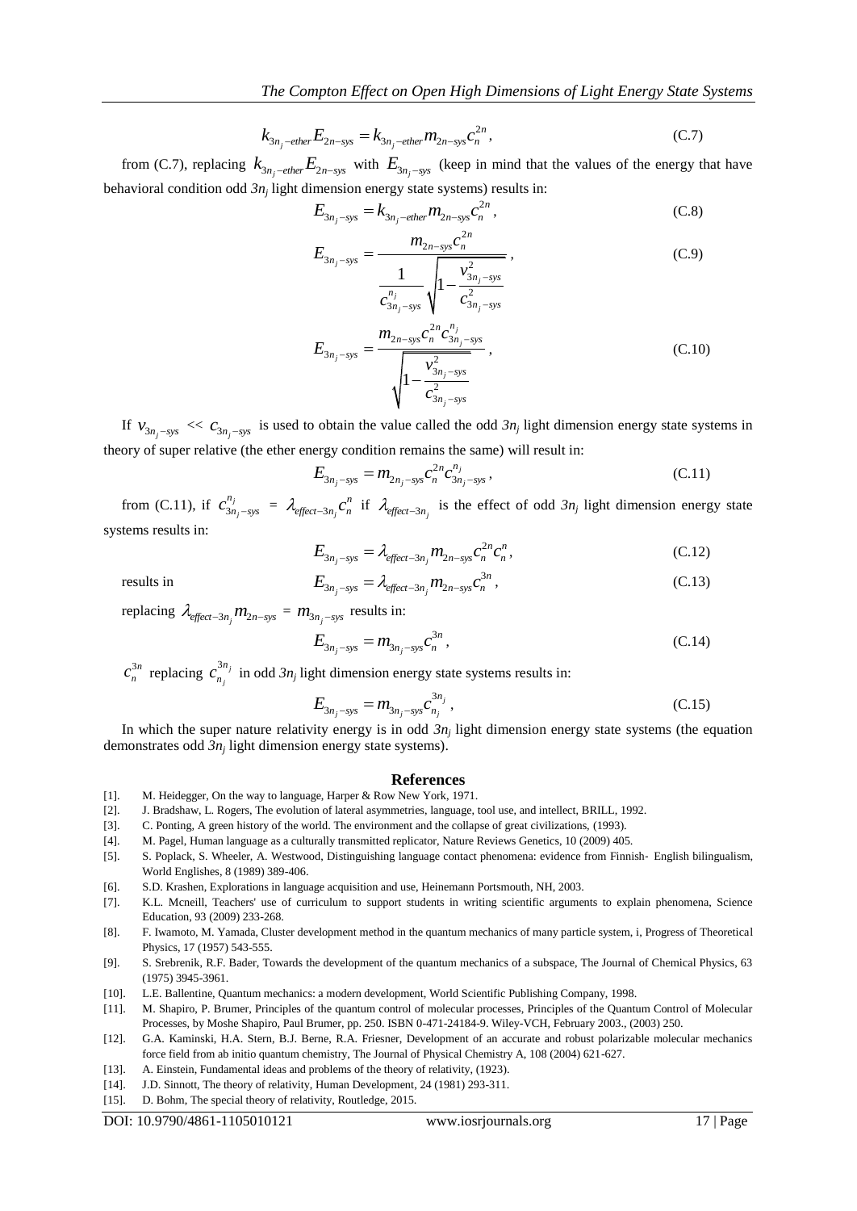$$k_{3n_j-ether}E_{2n-sys} = k_{3n_j-ether}m_{2n-sys}c_n^{2n}, \tag{C.7}$$

from (C.7), replacing $k_{3n_j-ether}E_{2n-sys}$ with $E_{3n_j-sys}$ (keep in mind that the values of the energy that have behavioral condition odd $3n_j$ light dimension energy state systems) results in:

$$E_{3n_j-sys} = k_{3n_j-ether}m_{2n-sys}c_n^{2n}, \tag{C.8}$$

$$E_{3n_j-sys} = \frac{m_{2n-sys}c_n^{2n}}{\dfrac{1}{c_{3n_j-sys}^{n_j}}\sqrt{1-\dfrac{v_{3n_j-sys}^2}{c_{3n_j-sys}^2}}}, \tag{C.9}$$

$$E_{3n_j-sys} = \frac{m_{2n-sys}c_n^{2n}c_{3n_j-sys}^{n_j}}{\sqrt{1-\dfrac{v_{3n_j-sys}^2}{c_{3n_j-sys}^2}}}, \tag{C.10}$$

If $v_{3n_j-sys} << c_{3n_j-sys}$ is used to obtain the value called the odd $3n_j$ light dimension energy state systems in theory of super relative (the ether energy condition remains the same) will result in:

$$E_{3n_j-sys} = m_{2n_j-sys}c_n^{2n}c_{3n_j-sys}^{n_j}, \tag{C.11}$$

from (C.11), if $c_{3n_j-sys}^{n_j}$ = $\lambda_{effect-3n_j}c_n^n$ if $\lambda_{effect-3n_j}$ is the effect of odd $3n_j$ light dimension energy state systems results in:

$$E_{3n_j-sys} = \lambda_{effect-3n_j}m_{2n-sys}c_n^{2n}c_n^n, \tag{C.12}$$

results in

$$E_{3n_j-sys} = \lambda_{effect-3n_j}m_{2n-sys}c_n^{3n}, \tag{C.13}$$

replacing $\lambda_{effect-3n_j}m_{2n-sys}$ = $m_{3n_j-sys}$ results in:

$$E_{3n_j-sys} = m_{3n_j-sys}c_n^{3n}, \tag{C.14}$$

$c_n^{3n}$ replacing $c_{n_j}^{3n_j}$ in odd $3n_j$ light dimension energy state systems results in:

$$E_{3n_j-sys} = m_{3n_j-sys}c_{n_j}^{3n_j}, \tag{C.15}$$

In which the super nature relativity energy is in odd $3n_j$ light dimension energy state systems (the equation demonstrates odd $3n_j$ light dimension energy state systems).

## References

[1]. M. Heidegger, On the way to language, Harper & Row New York, 1971.

[2]. J. Bradshaw, L. Rogers, The evolution of lateral asymmetries, language, tool use, and intellect, BRILL, 1992.

[3]. C. Ponting, A green history of the world. The environment and the collapse of great civilizations, (1993).

[4]. M. Pagel, Human language as a culturally transmitted replicator, Nature Reviews Genetics, 10 (2009) 405.

[5]. S. Poplack, S. Wheeler, A. Westwood, Distinguishing language contact phenomena: evidence from Finnish‐ English bilingualism, World Englishes, 8 (1989) 389-406.

[6]. S.D. Krashen, Explorations in language acquisition and use, Heinemann Portsmouth, NH, 2003.

[7]. K.L. Mcneill, Teachers' use of curriculum to support students in writing scientific arguments to explain phenomena, Science Education, 93 (2009) 233-268.

[8]. F. Iwamoto, M. Yamada, Cluster development method in the quantum mechanics of many particle system, i, Progress of Theoretical Physics, 17 (1957) 543-555.

[9]. S. Srebrenik, R.F. Bader, Towards the development of the quantum mechanics of a subspace, The Journal of Chemical Physics, 63 (1975) 3945-3961.

[10]. L.E. Ballentine, Quantum mechanics: a modern development, World Scientific Publishing Company, 1998.

[11]. M. Shapiro, P. Brumer, Principles of the quantum control of molecular processes, Principles of the Quantum Control of Molecular Processes, by Moshe Shapiro, Paul Brumer, pp. 250. ISBN 0-471-24184-9. Wiley-VCH, February 2003., (2003) 250.

[12]. G.A. Kaminski, H.A. Stern, B.J. Berne, R.A. Friesner, Development of an accurate and robust polarizable molecular mechanics force field from ab initio quantum chemistry, The Journal of Physical Chemistry A, 108 (2004) 621-627.

[13]. A. Einstein, Fundamental ideas and problems of the theory of relativity, (1923).

[14]. J.D. Sinnott, The theory of relativity, Human Development, 24 (1981) 293-311.

[15]. D. Bohm, The special theory of relativity, Routledge, 2015.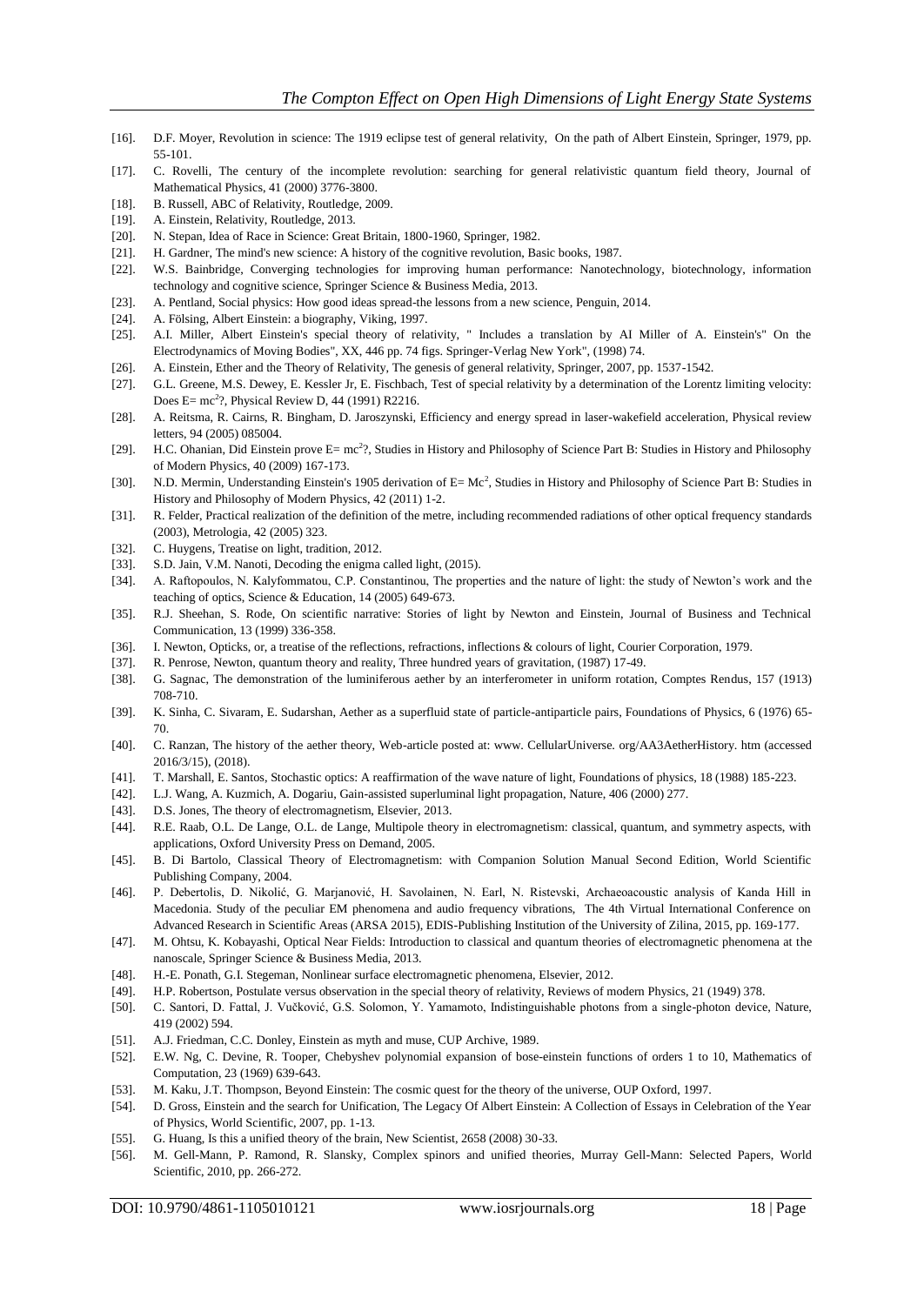[16]. D.F. Moyer, Revolution in science: The 1919 eclipse test of general relativity, On the path of Albert Einstein, Springer, 1979, pp. 55-101.

[17]. C. Rovelli, The century of the incomplete revolution: searching for general relativistic quantum field theory, Journal of Mathematical Physics, 41 (2000) 3776-3800.

[18]. B. Russell, ABC of Relativity, Routledge, 2009.

[19]. A. Einstein, Relativity, Routledge, 2013.

[20]. N. Stepan, Idea of Race in Science: Great Britain, 1800-1960, Springer, 1982.

[21]. H. Gardner, The mind's new science: A history of the cognitive revolution, Basic books, 1987.

[22]. W.S. Bainbridge, Converging technologies for improving human performance: Nanotechnology, biotechnology, information technology and cognitive science, Springer Science & Business Media, 2013.

[23]. A. Pentland, Social physics: How good ideas spread-the lessons from a new science, Penguin, 2014.

[24]. A. Fölsing, Albert Einstein: a biography, Viking, 1997.

[25]. A.I. Miller, Albert Einstein's special theory of relativity, " Includes a translation by AI Miller of A. Einstein's" On the Electrodynamics of Moving Bodies", XX, 446 pp. 74 figs. Springer-Verlag New York", (1998) 74.

[26]. A. Einstein, Ether and the Theory of Relativity, The genesis of general relativity, Springer, 2007, pp. 1537-1542.

[27]. G.L. Greene, M.S. Dewey, E. Kessler Jr, E. Fischbach, Test of special relativity by a determination of the Lorentz limiting velocity: Does $E= mc^2$?, Physical Review D, 44 (1991) R2216.

[28]. A. Reitsma, R. Cairns, R. Bingham, D. Jaroszynski, Efficiency and energy spread in laser-wakefield acceleration, Physical review letters, 94 (2005) 085004.

[29]. H.C. Ohanian, Did Einstein prove $E= mc^2$?, Studies in History and Philosophy of Science Part B: Studies in History and Philosophy of Modern Physics, 40 (2009) 167-173.

[30]. N.D. Mermin, Understanding Einstein's 1905 derivation of $E= Mc^2$, Studies in History and Philosophy of Science Part B: Studies in History and Philosophy of Modern Physics, 42 (2011) 1-2.

[31]. R. Felder, Practical realization of the definition of the metre, including recommended radiations of other optical frequency standards (2003), Metrologia, 42 (2005) 323.

[32]. C. Huygens, Treatise on light, tradition, 2012.

[33]. S.D. Jain, V.M. Nanoti, Decoding the enigma called light, (2015).

[34]. A. Raftopoulos, N. Kalyfommatou, C.P. Constantinou, The properties and the nature of light: the study of Newton's work and the teaching of optics, Science & Education, 14 (2005) 649-673.

[35]. R.J. Sheehan, S. Rode, On scientific narrative: Stories of light by Newton and Einstein, Journal of Business and Technical Communication, 13 (1999) 336-358.

[36]. I. Newton, Opticks, or, a treatise of the reflections, refractions, inflections & colours of light, Courier Corporation, 1979.

[37]. R. Penrose, Newton, quantum theory and reality, Three hundred years of gravitation, (1987) 17-49.

[38]. G. Sagnac, The demonstration of the luminiferous aether by an interferometer in uniform rotation, Comptes Rendus, 157 (1913) 708-710.

[39]. K. Sinha, C. Sivaram, E. Sudarshan, Aether as a superfluid state of particle-antiparticle pairs, Foundations of Physics, 6 (1976) 65-70.

[40]. C. Ranzan, The history of the aether theory, Web-article posted at: www. CellularUniverse. org/AA3AetherHistory. htm (accessed 2016/3/15), (2018).

[41]. T. Marshall, E. Santos, Stochastic optics: A reaffirmation of the wave nature of light, Foundations of physics, 18 (1988) 185-223.

[42]. L.J. Wang, A. Kuzmich, A. Dogariu, Gain-assisted superluminal light propagation, Nature, 406 (2000) 277.

[43]. D.S. Jones, The theory of electromagnetism, Elsevier, 2013.

[44]. R.E. Raab, O.L. De Lange, O.L. de Lange, Multipole theory in electromagnetism: classical, quantum, and symmetry aspects, with applications, Oxford University Press on Demand, 2005.

[45]. B. Di Bartolo, Classical Theory of Electromagnetism: with Companion Solution Manual Second Edition, World Scientific Publishing Company, 2004.

[46]. P. Debertolis, D. Nikolić, G. Marjanović, H. Savolainen, N. Earl, N. Ristevski, Archaeoacoustic analysis of Kanda Hill in Macedonia. Study of the peculiar EM phenomena and audio frequency vibrations, The 4th Virtual International Conference on Advanced Research in Scientific Areas (ARSA 2015), EDIS-Publishing Institution of the University of Zilina, 2015, pp. 169-177.

[47]. M. Ohtsu, K. Kobayashi, Optical Near Fields: Introduction to classical and quantum theories of electromagnetic phenomena at the nanoscale, Springer Science & Business Media, 2013.

[48]. H.-E. Ponath, G.I. Stegeman, Nonlinear surface electromagnetic phenomena, Elsevier, 2012.

[49]. H.P. Robertson, Postulate versus observation in the special theory of relativity, Reviews of modern Physics, 21 (1949) 378.

[50]. C. Santori, D. Fattal, J. Vučković, G.S. Solomon, Y. Yamamoto, Indistinguishable photons from a single-photon device, Nature, 419 (2002) 594.

[51]. A.J. Friedman, C.C. Donley, Einstein as myth and muse, CUP Archive, 1989.

[52]. E.W. Ng, C. Devine, R. Tooper, Chebyshev polynomial expansion of bose-einstein functions of orders 1 to 10, Mathematics of Computation, 23 (1969) 639-643.

[53]. M. Kaku, J.T. Thompson, Beyond Einstein: The cosmic quest for the theory of the universe, OUP Oxford, 1997.

[54]. D. Gross, Einstein and the search for Unification, The Legacy Of Albert Einstein: A Collection of Essays in Celebration of the Year of Physics, World Scientific, 2007, pp. 1-13.

[55]. G. Huang, Is this a unified theory of the brain, New Scientist, 2658 (2008) 30-33.

[56]. M. Gell-Mann, P. Ramond, R. Slansky, Complex spinors and unified theories, Murray Gell-Mann: Selected Papers, World Scientific, 2010, pp. 266-272.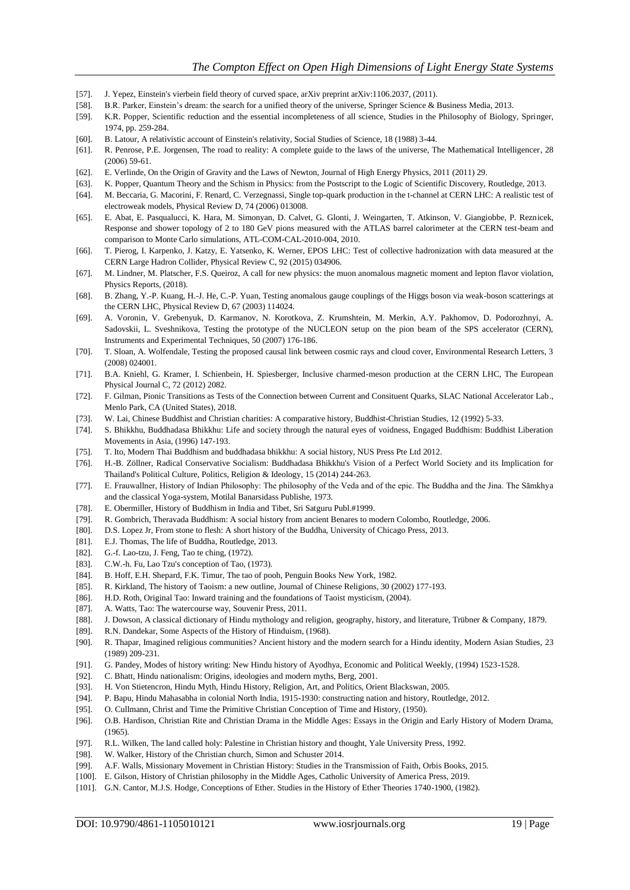[57]. J. Yepez, Einstein's vierbein field theory of curved space, arXiv preprint arXiv:1106.2037, (2011).

[58]. B.R. Parker, Einstein's dream: the search for a unified theory of the universe, Springer Science & Business Media, 2013.

[59]. K.R. Popper, Scientific reduction and the essential incompleteness of all science, Studies in the Philosophy of Biology, Springer, 1974, pp. 259-284.

[60]. B. Latour, A relativistic account of Einstein's relativity, Social Studies of Science, 18 (1988) 3-44.

[61]. R. Penrose, P.E. Jorgensen, The road to reality: A complete guide to the laws of the universe, The Mathematical Intelligencer, 28 (2006) 59-61.

[62]. E. Verlinde, On the Origin of Gravity and the Laws of Newton, Journal of High Energy Physics, 2011 (2011) 29.

[63]. K. Popper, Quantum Theory and the Schism in Physics: from the Postscript to the Logic of Scientific Discovery, Routledge, 2013.

[64]. M. Beccaria, G. Macorini, F. Renard, C. Verzegnassi, Single top-quark production in the t-channel at CERN LHC: A realistic test of electroweak models, Physical Review D, 74 (2006) 013008.

[65]. E. Abat, E. Pasqualucci, K. Hara, M. Simonyan, D. Calvet, G. Glonti, J. Weingarten, T. Atkinson, V. Giangiobbe, P. Reznicek, Response and shower topology of 2 to 180 GeV pions measured with the ATLAS barrel calorimeter at the CERN test-beam and comparison to Monte Carlo simulations, ATL-COM-CAL-2010-004, 2010.

[66]. T. Pierog, I. Karpenko, J. Katzy, E. Yatsenko, K. Werner, EPOS LHC: Test of collective hadronization with data measured at the CERN Large Hadron Collider, Physical Review C, 92 (2015) 034906.

[67]. M. Lindner, M. Platscher, F.S. Queiroz, A call for new physics: the muon anomalous magnetic moment and lepton flavor violation, Physics Reports, (2018).

[68]. B. Zhang, Y.-P. Kuang, H.-J. He, C.-P. Yuan, Testing anomalous gauge couplings of the Higgs boson via weak-boson scatterings at the CERN LHC, Physical Review D, 67 (2003) 114024.

[69]. A. Voronin, V. Grebenyuk, D. Karmanov, N. Korotkova, Z. Krumshtein, M. Merkin, A.Y. Pakhomov, D. Podorozhnyi, A. Sadovskii, L. Sveshnikova, Testing the prototype of the NUCLEON setup on the pion beam of the SPS accelerator (CERN), Instruments and Experimental Techniques, 50 (2007) 176-186.

[70]. T. Sloan, A. Wolfendale, Testing the proposed causal link between cosmic rays and cloud cover, Environmental Research Letters, 3 (2008) 024001.

[71]. B.A. Kniehl, G. Kramer, I. Schienbein, H. Spiesberger, Inclusive charmed-meson production at the CERN LHC, The European Physical Journal C, 72 (2012) 2082.

[72]. F. Gilman, Pionic Transitions as Tests of the Connection between Current and Consituent Quarks, SLAC National Accelerator Lab., Menlo Park, CA (United States), 2018.

[73]. W. Lai, Chinese Buddhist and Christian charities: A comparative history, Buddhist-Christian Studies, 12 (1992) 5-33.

[74]. S. Bhikkhu, Buddhadasa Bhikkhu: Life and society through the natural eyes of voidness, Engaged Buddhism: Buddhist Liberation Movements in Asia, (1996) 147-193.

[75]. T. Ito, Modern Thai Buddhism and buddhadasa bhikkhu: A social history, NUS Press Pte Ltd 2012.

[76]. H.-B. Zöllner, Radical Conservative Socialism: Buddhadasa Bhikkhu's Vision of a Perfect World Society and its Implication for Thailand's Political Culture, Politics, Religion & Ideology, 15 (2014) 244-263.

[77]. E. Frauwallner, History of Indian Philosophy: The philosophy of the Veda and of the epic. The Buddha and the Jina. The Sāmkhya and the classical Yoga-system, Motilal Banarsidass Publishe, 1973.

[78]. E. Obermiller, History of Buddhism in India and Tibet, Sri Satguru Publ.#1999.

[79]. R. Gombrich, Theravada Buddhism: A social history from ancient Benares to modern Colombo, Routledge, 2006.

[80]. D.S. Lopez Jr, From stone to flesh: A short history of the Buddha, University of Chicago Press, 2013.

[81]. E.J. Thomas, The life of Buddha, Routledge, 2013.

[82]. G.-f. Lao-tzu, J. Feng, Tao te ching, (1972).

[83]. C.W.-h. Fu, Lao Tzu's conception of Tao, (1973).

[84]. B. Hoff, E.H. Shepard, F.K. Timur, The tao of pooh, Penguin Books New York, 1982.

[85]. R. Kirkland, The history of Taoism: a new outline, Journal of Chinese Religions, 30 (2002) 177-193.

[86]. H.D. Roth, Original Tao: Inward training and the foundations of Taoist mysticism, (2004).

[87]. A. Watts, Tao: The watercourse way, Souvenir Press, 2011.

[88]. J. Dowson, A classical dictionary of Hindu mythology and religion, geography, history, and literature, Trübner & Company, 1879.

[89]. R.N. Dandekar, Some Aspects of the History of Hinduism, (1968).

[90]. R. Thapar, Imagined religious communities? Ancient history and the modern search for a Hindu identity, Modern Asian Studies, 23 (1989) 209-231.

[91]. G. Pandey, Modes of history writing: New Hindu history of Ayodhya, Economic and Political Weekly, (1994) 1523-1528.

[92]. C. Bhatt, Hindu nationalism: Origins, ideologies and modern myths, Berg, 2001.

[93]. H. Von Stietencron, Hindu Myth, Hindu History, Religion, Art, and Politics, Orient Blackswan, 2005.

[94]. P. Bapu, Hindu Mahasabha in colonial North India, 1915-1930: constructing nation and history, Routledge, 2012.

[95]. O. Cullmann, Christ and Time the Primitive Christian Conception of Time and History, (1950).

[96]. O.B. Hardison, Christian Rite and Christian Drama in the Middle Ages: Essays in the Origin and Early History of Modern Drama, (1965).

[97]. R.L. Wilken, The land called holy: Palestine in Christian history and thought, Yale University Press, 1992.

[98]. W. Walker, History of the Christian church, Simon and Schuster 2014.

[99]. A.F. Walls, Missionary Movement in Christian History: Studies in the Transmission of Faith, Orbis Books, 2015.

[100]. E. Gilson, History of Christian philosophy in the Middle Ages, Catholic University of America Press, 2019.

[101]. G.N. Cantor, M.J.S. Hodge, Conceptions of Ether. Studies in the History of Ether Theories 1740-1900, (1982).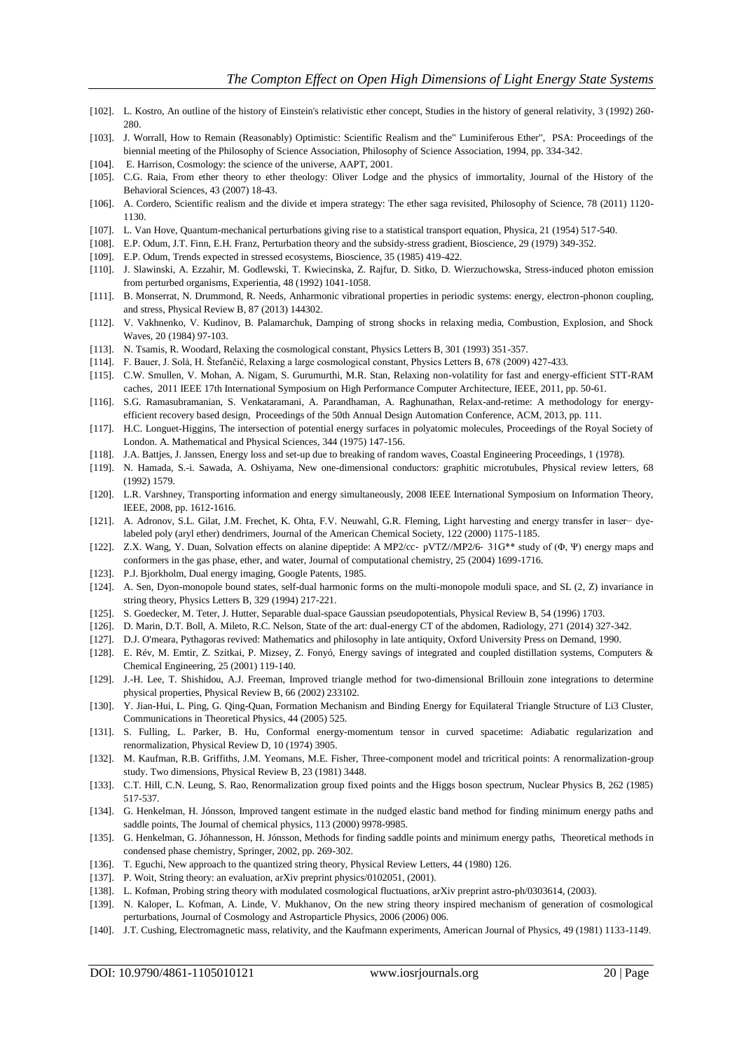[102]. L. Kostro, An outline of the history of Einstein's relativistic ether concept, Studies in the history of general relativity, 3 (1992) 260-280.

[103]. J. Worrall, How to Remain (Reasonably) Optimistic: Scientific Realism and the" Luminiferous Ether", PSA: Proceedings of the biennial meeting of the Philosophy of Science Association, Philosophy of Science Association, 1994, pp. 334-342.

[104]. E. Harrison, Cosmology: the science of the universe, AAPT, 2001.

[105]. C.G. Raia, From ether theory to ether theology: Oliver Lodge and the physics of immortality, Journal of the History of the Behavioral Sciences, 43 (2007) 18-43.

[106]. A. Cordero, Scientific realism and the divide et impera strategy: The ether saga revisited, Philosophy of Science, 78 (2011) 1120-1130.

[107]. L. Van Hove, Quantum-mechanical perturbations giving rise to a statistical transport equation, Physica, 21 (1954) 517-540.

[108]. E.P. Odum, J.T. Finn, E.H. Franz, Perturbation theory and the subsidy-stress gradient, Bioscience, 29 (1979) 349-352.

[109]. E.P. Odum, Trends expected in stressed ecosystems, Bioscience, 35 (1985) 419-422.

[110]. J. Slawinski, A. Ezzahir, M. Godlewski, T. Kwiecinska, Z. Rajfur, D. Sitko, D. Wierzuchowska, Stress-induced photon emission from perturbed organisms, Experientia, 48 (1992) 1041-1058.

[111]. B. Monserrat, N. Drummond, R. Needs, Anharmonic vibrational properties in periodic systems: energy, electron-phonon coupling, and stress, Physical Review B, 87 (2013) 144302.

[112]. V. Vakhnenko, V. Kudinov, B. Palamarchuk, Damping of strong shocks in relaxing media, Combustion, Explosion, and Shock Waves, 20 (1984) 97-103.

[113]. N. Tsamis, R. Woodard, Relaxing the cosmological constant, Physics Letters B, 301 (1993) 351-357.

[114]. F. Bauer, J. Solà, H. Štefančić, Relaxing a large cosmological constant, Physics Letters B, 678 (2009) 427-433.

[115]. C.W. Smullen, V. Mohan, A. Nigam, S. Gurumurthi, M.R. Stan, Relaxing non-volatility for fast and energy-efficient STT-RAM caches, 2011 IEEE 17th International Symposium on High Performance Computer Architecture, IEEE, 2011, pp. 50-61.

[116]. S.G. Ramasubramanian, S. Venkataramani, A. Parandhaman, A. Raghunathan, Relax-and-retime: A methodology for energy-efficient recovery based design, Proceedings of the 50th Annual Design Automation Conference, ACM, 2013, pp. 111.

[117]. H.C. Longuet-Higgins, The intersection of potential energy surfaces in polyatomic molecules, Proceedings of the Royal Society of London. A. Mathematical and Physical Sciences, 344 (1975) 147-156.

[118]. J.A. Battjes, J. Janssen, Energy loss and set-up due to breaking of random waves, Coastal Engineering Proceedings, 1 (1978).

[119]. N. Hamada, S.-i. Sawada, A. Oshiyama, New one-dimensional conductors: graphitic microtubules, Physical review letters, 68 (1992) 1579.

[120]. L.R. Varshney, Transporting information and energy simultaneously, 2008 IEEE International Symposium on Information Theory, IEEE, 2008, pp. 1612-1616.

[121]. A. Adronov, S.L. Gilat, J.M. Frechet, K. Ohta, F.V. Neuwahl, G.R. Fleming, Light harvesting and energy transfer in laser− dye-labeled poly (aryl ether) dendrimers, Journal of the American Chemical Society, 122 (2000) 1175-1185.

[122]. Z.X. Wang, Y. Duan, Solvation effects on alanine dipeptide: A MP2/cc- pVTZ//MP2/6- 31G** study of (Φ, Ψ) energy maps and conformers in the gas phase, ether, and water, Journal of computational chemistry, 25 (2004) 1699-1716.

[123]. P.J. Bjorkholm, Dual energy imaging, Google Patents, 1985.

[124]. A. Sen, Dyon-monopole bound states, self-dual harmonic forms on the multi-monopole moduli space, and SL (2, Z) invariance in string theory, Physics Letters B, 329 (1994) 217-221.

[125]. S. Goedecker, M. Teter, J. Hutter, Separable dual-space Gaussian pseudopotentials, Physical Review B, 54 (1996) 1703.

[126]. D. Marin, D.T. Boll, A. Mileto, R.C. Nelson, State of the art: dual-energy CT of the abdomen, Radiology, 271 (2014) 327-342.

[127]. D.J. O'meara, Pythagoras revived: Mathematics and philosophy in late antiquity, Oxford University Press on Demand, 1990.

[128]. E. Rév, M. Emtir, Z. Szitkai, P. Mizsey, Z. Fonyó, Energy savings of integrated and coupled distillation systems, Computers & Chemical Engineering, 25 (2001) 119-140.

[129]. J.-H. Lee, T. Shishidou, A.J. Freeman, Improved triangle method for two-dimensional Brillouin zone integrations to determine physical properties, Physical Review B, 66 (2002) 233102.

[130]. Y. Jian-Hui, L. Ping, G. Qing-Quan, Formation Mechanism and Binding Energy for Equilateral Triangle Structure of Li3 Cluster, Communications in Theoretical Physics, 44 (2005) 525.

[131]. S. Fulling, L. Parker, B. Hu, Conformal energy-momentum tensor in curved spacetime: Adiabatic regularization and renormalization, Physical Review D, 10 (1974) 3905.

[132]. M. Kaufman, R.B. Griffiths, J.M. Yeomans, M.E. Fisher, Three-component model and tricritical points: A renormalization-group study. Two dimensions, Physical Review B, 23 (1981) 3448.

[133]. C.T. Hill, C.N. Leung, S. Rao, Renormalization group fixed points and the Higgs boson spectrum, Nuclear Physics B, 262 (1985) 517-537.

[134]. G. Henkelman, H. Jónsson, Improved tangent estimate in the nudged elastic band method for finding minimum energy paths and saddle points, The Journal of chemical physics, 113 (2000) 9978-9985.

[135]. G. Henkelman, G. Jóhannesson, H. Jónsson, Methods for finding saddle points and minimum energy paths, Theoretical methods in condensed phase chemistry, Springer, 2002, pp. 269-302.

[136]. T. Eguchi, New approach to the quantized string theory, Physical Review Letters, 44 (1980) 126.

[137]. P. Woit, String theory: an evaluation, arXiv preprint physics/0102051, (2001).

[138]. L. Kofman, Probing string theory with modulated cosmological fluctuations, arXiv preprint astro-ph/0303614, (2003).

[139]. N. Kaloper, L. Kofman, A. Linde, V. Mukhanov, On the new string theory inspired mechanism of generation of cosmological perturbations, Journal of Cosmology and Astroparticle Physics, 2006 (2006) 006.

[140]. J.T. Cushing, Electromagnetic mass, relativity, and the Kaufmann experiments, American Journal of Physics, 49 (1981) 1133-1149.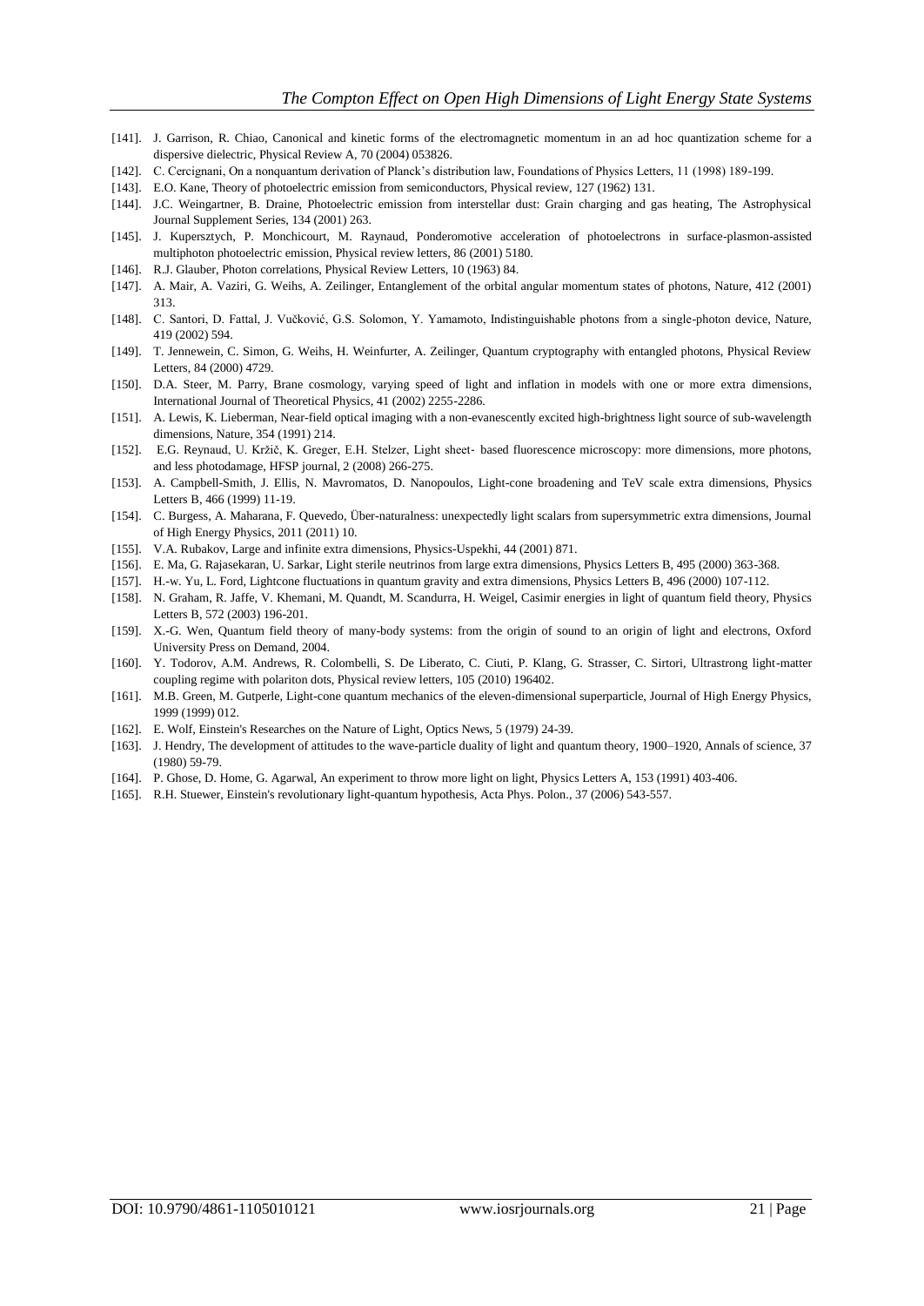[141]. J. Garrison, R. Chiao, Canonical and kinetic forms of the electromagnetic momentum in an ad hoc quantization scheme for a dispersive dielectric, Physical Review A, 70 (2004) 053826.

[142]. C. Cercignani, On a nonquantum derivation of Planck's distribution law, Foundations of Physics Letters, 11 (1998) 189-199.

[143]. E.O. Kane, Theory of photoelectric emission from semiconductors, Physical review, 127 (1962) 131.

[144]. J.C. Weingartner, B. Draine, Photoelectric emission from interstellar dust: Grain charging and gas heating, The Astrophysical Journal Supplement Series, 134 (2001) 263.

[145]. J. Kupersztych, P. Monchicourt, M. Raynaud, Ponderomotive acceleration of photoelectrons in surface-plasmon-assisted multiphoton photoelectric emission, Physical review letters, 86 (2001) 5180.

[146]. R.J. Glauber, Photon correlations, Physical Review Letters, 10 (1963) 84.

[147]. A. Mair, A. Vaziri, G. Weihs, A. Zeilinger, Entanglement of the orbital angular momentum states of photons, Nature, 412 (2001) 313.

[148]. C. Santori, D. Fattal, J. Vučković, G.S. Solomon, Y. Yamamoto, Indistinguishable photons from a single-photon device, Nature, 419 (2002) 594.

[149]. T. Jennewein, C. Simon, G. Weihs, H. Weinfurter, A. Zeilinger, Quantum cryptography with entangled photons, Physical Review Letters, 84 (2000) 4729.

[150]. D.A. Steer, M. Parry, Brane cosmology, varying speed of light and inflation in models with one or more extra dimensions, International Journal of Theoretical Physics, 41 (2002) 2255-2286.

[151]. A. Lewis, K. Lieberman, Near-field optical imaging with a non-evanescently excited high-brightness light source of sub-wavelength dimensions, Nature, 354 (1991) 214.

[152]. E.G. Reynaud, U. Kržič, K. Greger, E.H. Stelzer, Light sheet‐ based fluorescence microscopy: more dimensions, more photons, and less photodamage, HFSP journal, 2 (2008) 266-275.

[153]. A. Campbell-Smith, J. Ellis, N. Mavromatos, D. Nanopoulos, Light-cone broadening and TeV scale extra dimensions, Physics Letters B, 466 (1999) 11-19.

[154]. C. Burgess, A. Maharana, F. Quevedo, Über-naturalness: unexpectedly light scalars from supersymmetric extra dimensions, Journal of High Energy Physics, 2011 (2011) 10.

[155]. V.A. Rubakov, Large and infinite extra dimensions, Physics-Uspekhi, 44 (2001) 871.

[156]. E. Ma, G. Rajasekaran, U. Sarkar, Light sterile neutrinos from large extra dimensions, Physics Letters B, 495 (2000) 363-368.

[157]. H.-w. Yu, L. Ford, Lightcone fluctuations in quantum gravity and extra dimensions, Physics Letters B, 496 (2000) 107-112.

[158]. N. Graham, R. Jaffe, V. Khemani, M. Quandt, M. Scandurra, H. Weigel, Casimir energies in light of quantum field theory, Physics Letters B, 572 (2003) 196-201.

[159]. X.-G. Wen, Quantum field theory of many-body systems: from the origin of sound to an origin of light and electrons, Oxford University Press on Demand, 2004.

[160]. Y. Todorov, A.M. Andrews, R. Colombelli, S. De Liberato, C. Ciuti, P. Klang, G. Strasser, C. Sirtori, Ultrastrong light-matter coupling regime with polariton dots, Physical review letters, 105 (2010) 196402.

[161]. M.B. Green, M. Gutperle, Light-cone quantum mechanics of the eleven-dimensional superparticle, Journal of High Energy Physics, 1999 (1999) 012.

[162]. E. Wolf, Einstein's Researches on the Nature of Light, Optics News, 5 (1979) 24-39.

[163]. J. Hendry, The development of attitudes to the wave-particle duality of light and quantum theory, 1900–1920, Annals of science, 37 (1980) 59-79.

[164]. P. Ghose, D. Home, G. Agarwal, An experiment to throw more light on light, Physics Letters A, 153 (1991) 403-406.

[165]. R.H. Stuewer, Einstein's revolutionary light-quantum hypothesis, Acta Phys. Polon., 37 (2006) 543-557.